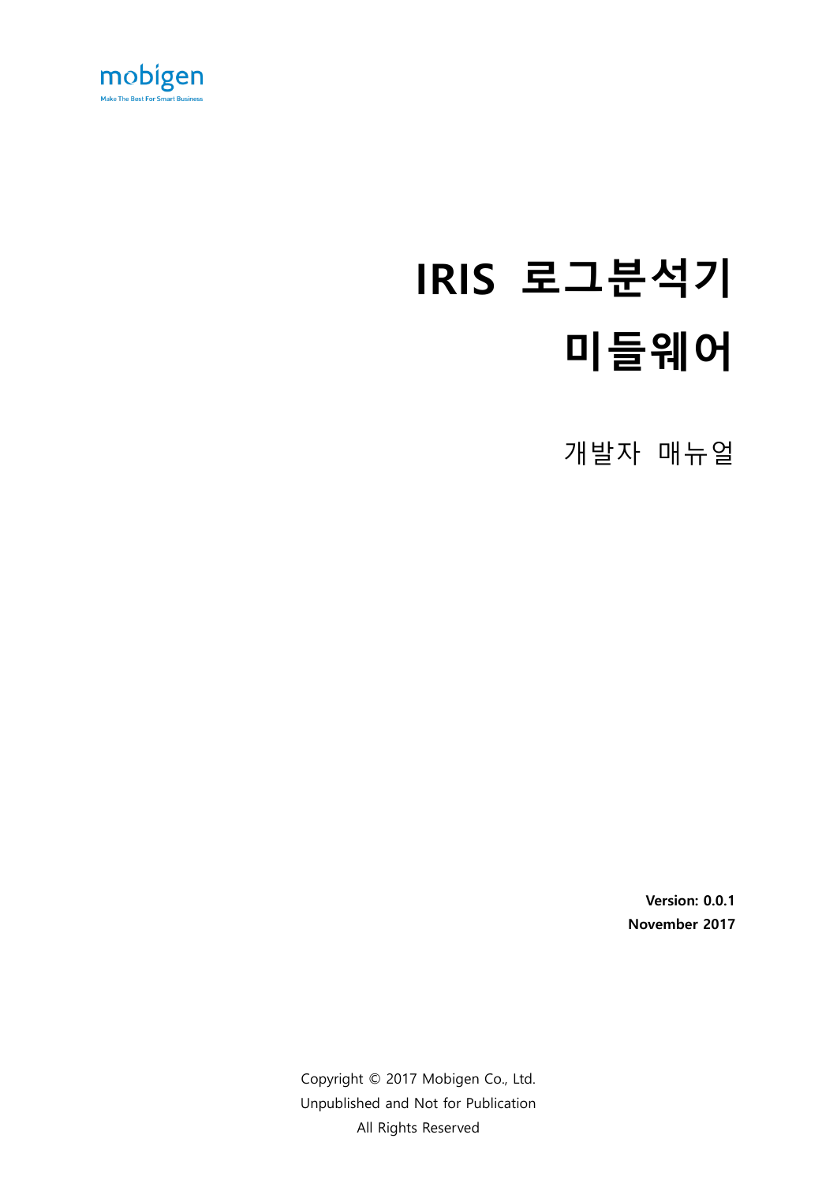mobigen

Make The Best For Smart Business

# IRIS 로그분석기 미들웨어

## 개발자 매뉴얼

**Version: 0.0.1**
**November 2017**

Copyright © 2017 Mobigen Co., Ltd.
Unpublished and Not for Publication
All Rights Reserved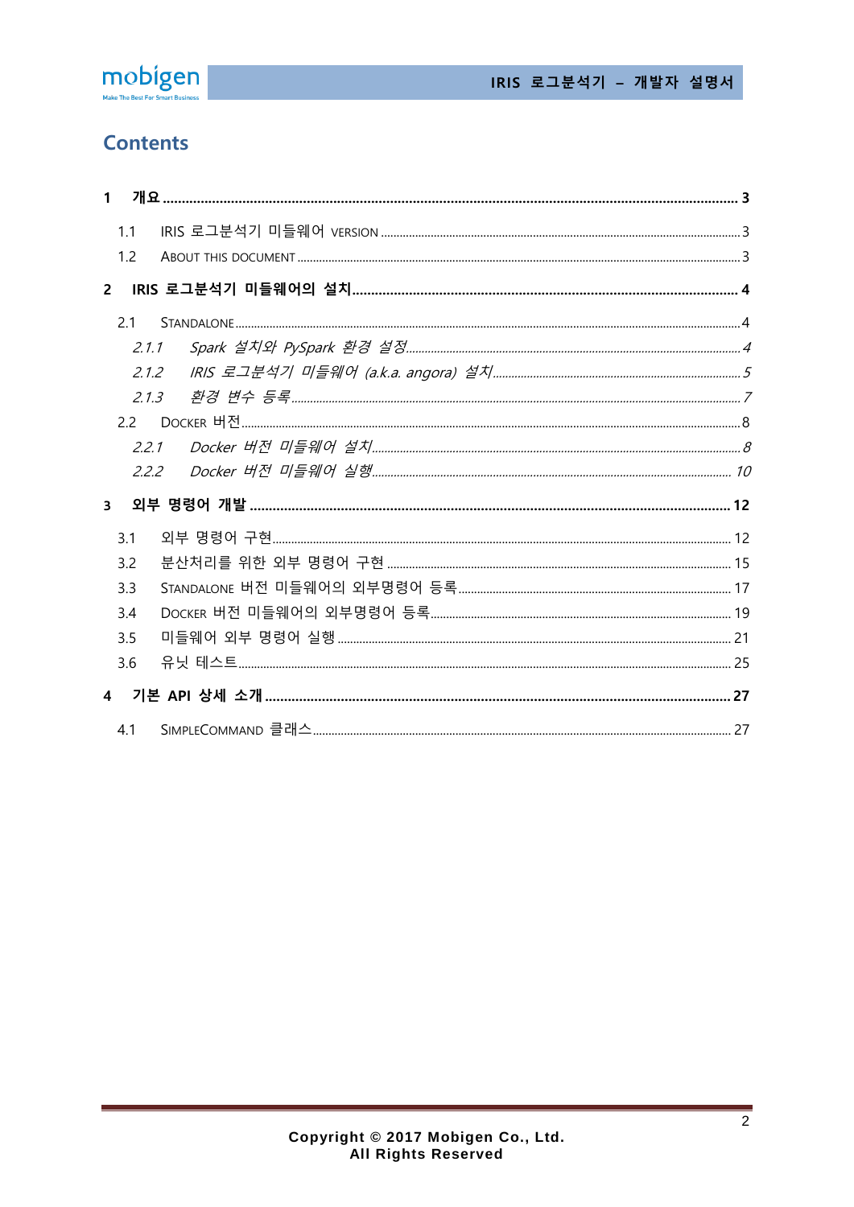# Contents

**1 개요 ........ 3**

- 1.1 IRIS 로그분석기 미들웨어 VERSION ........ 3
- 1.2 ABOUT THIS DOCUMENT ........ 3

**2 IRIS 로그분석기 미들웨어의 설치 ........ 4**

- 2.1 STANDALONE ........ 4
  - *2.1.1 Spark 설치와 PySpark 환경 설정 ........ 4*
  - *2.1.2 IRIS 로그분석기 미들웨어 (a.k.a. angora) 설치 ........ 5*
  - *2.1.3 환경 변수 등록 ........ 7*
- 2.2 DOCKER 버전 ........ 8
  - *2.2.1 Docker 버전 미들웨어 설치 ........ 8*
  - *2.2.2 Docker 버전 미들웨어 실행 ........ 10*

**3 외부 명령어 개발 ........ 12**

- 3.1 외부 명령어 구현 ........ 12
- 3.2 분산처리를 위한 외부 명령어 구현 ........ 15
- 3.3 STANDALONE 버전 미들웨어의 외부명령어 등록 ........ 17
- 3.4 DOCKER 버전 미들웨어의 외부명령어 등록 ........ 19
- 3.5 미들웨어 외부 명령어 실행 ........ 21
- 3.6 유닛 테스트 ........ 25

**4 기본 API 상세 소개 ........ 27**

- 4.1 SIMPLECOMMAND 클래스 ........ 27

Copyright © 2017 Mobigen Co., Ltd.
All Rights Reserved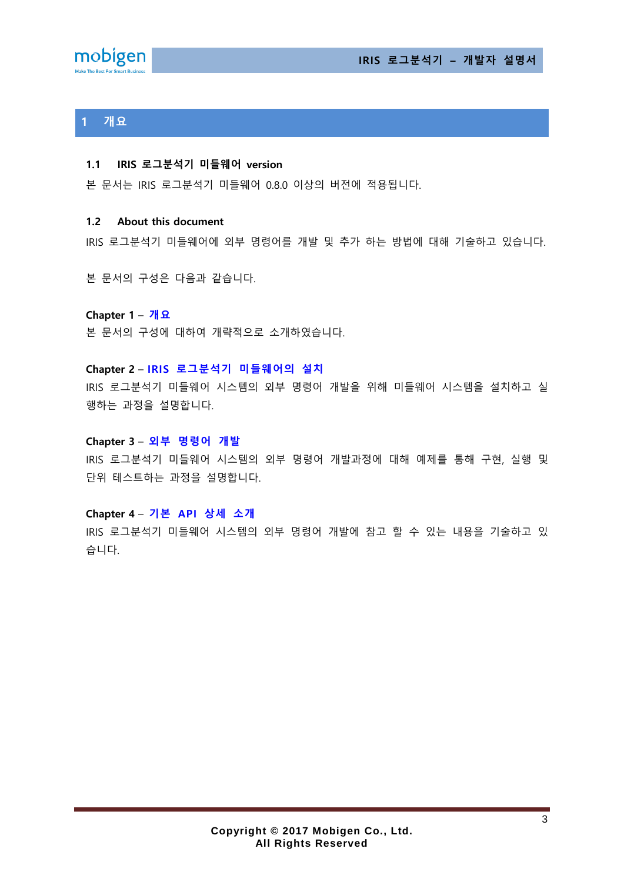# 1 개요

## 1.1 IRIS 로그분석기 미들웨어 version

본 문서는 IRIS 로그분석기 미들웨어 0.8.0 이상의 버전에 적용됩니다.

## 1.2 About this document

IRIS 로그분석기 미들웨어에 외부 명령어를 개발 및 추가 하는 방법에 대해 기술하고 있습니다.

본 문서의 구성은 다음과 같습니다.

**Chapter 1 – 개요**

본 문서의 구성에 대하여 개략적으로 소개하였습니다.

**Chapter 2 – IRIS 로그분석기 미들웨어의 설치**

IRIS 로그분석기 미들웨어 시스템의 외부 명령어 개발을 위해 미들웨어 시스템을 설치하고 실행하는 과정을 설명합니다.

**Chapter 3 – 외부 명령어 개발**

IRIS 로그분석기 미들웨어 시스템의 외부 명령어 개발과정에 대해 예제를 통해 구현, 실행 및 단위 테스트하는 과정을 설명합니다.

**Chapter 4 – 기본 API 상세 소개**

IRIS 로그분석기 미들웨어 시스템의 외부 명령어 개발에 참고 할 수 있는 내용을 기술하고 있습니다.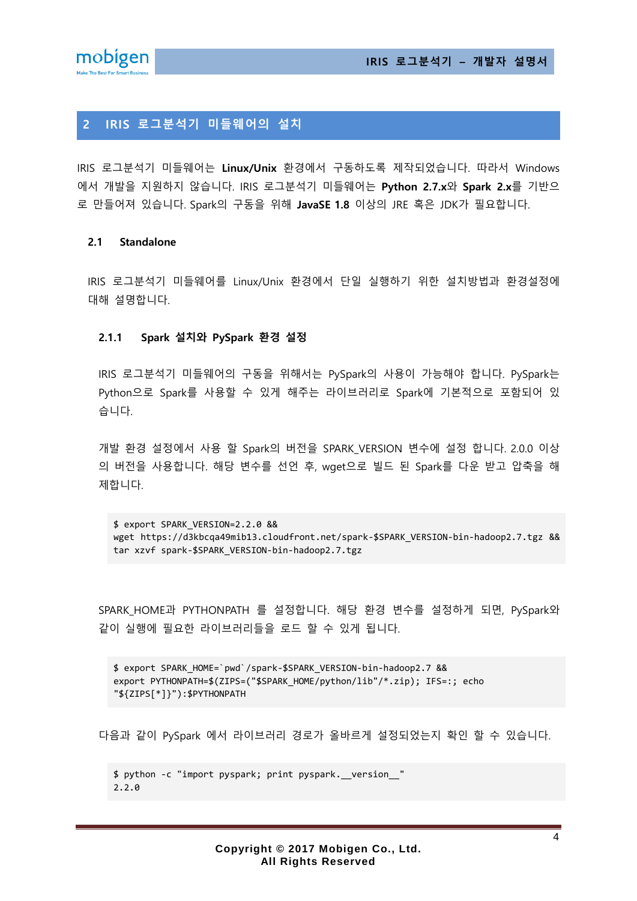# 2 IRIS 로그분석기 미들웨어의 설치

IRIS 로그분석기 미들웨어는 **Linux/Unix** 환경에서 구동하도록 제작되었습니다. 따라서 Windows 에서 개발을 지원하지 않습니다. IRIS 로그분석기 미들웨어는 **Python 2.7.x**와 **Spark 2.x**를 기반으로 만들어져 있습니다. Spark의 구동을 위해 **JavaSE 1.8** 이상의 JRE 혹은 JDK가 필요합니다.

## 2.1 Standalone

IRIS 로그분석기 미들웨어를 Linux/Unix 환경에서 단일 실행하기 위한 설치방법과 환경설정에 대해 설명합니다.

### 2.1.1 Spark 설치와 PySpark 환경 설정

IRIS 로그분석기 미들웨어의 구동을 위해서는 PySpark의 사용이 가능해야 합니다. PySpark는 Python으로 Spark를 사용할 수 있게 해주는 라이브러리로 Spark에 기본적으로 포함되어 있습니다.

개발 환경 설정에서 사용 할 Spark의 버전을 SPARK_VERSION 변수에 설정 합니다. 2.0.0 이상의 버전을 사용합니다. 해당 변수를 선언 후, wget으로 빌드 된 Spark를 다운 받고 압축을 해제합니다.

```
$ export SPARK_VERSION=2.2.0 &&
wget https://d3kbcqa49mib13.cloudfront.net/spark-$SPARK_VERSION-bin-hadoop2.7.tgz &&
tar xzvf spark-$SPARK_VERSION-bin-hadoop2.7.tgz
```

SPARK_HOME과 PYTHONPATH 를 설정합니다. 해당 환경 변수를 설정하게 되면, PySpark와 같이 실행에 필요한 라이브러리들을 로드 할 수 있게 됩니다.

```
$ export SPARK_HOME=`pwd`/spark-$SPARK_VERSION-bin-hadoop2.7 &&
export PYTHONPATH=$(ZIPS=("$SPARK_HOME/python/lib"/*.zip); IFS=:; echo
"${ZIPS[*]}"):$PYTHONPATH
```

다음과 같이 PySpark 에서 라이브러리 경로가 올바르게 설정되었는지 확인 할 수 있습니다.

```
$ python -c "import pyspark; print pyspark.__version__"
2.2.0
```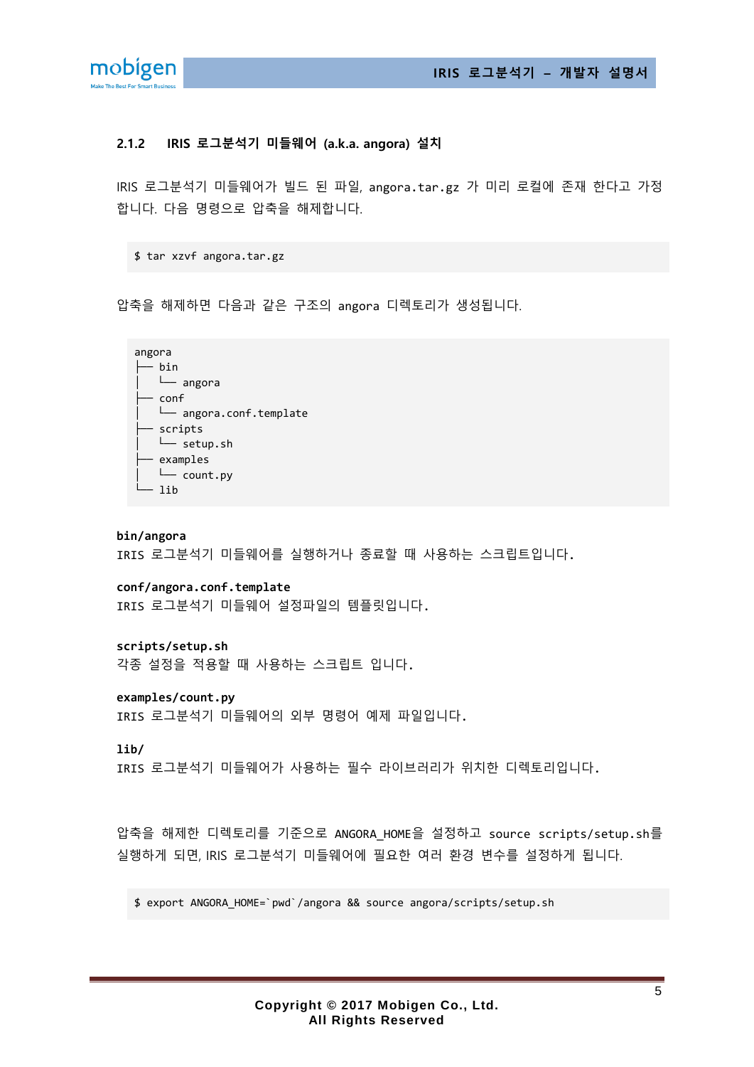### 2.1.2 IRIS 로그분석기 미들웨어 (a.k.a. angora) 설치

IRIS 로그분석기 미들웨어가 빌드 된 파일, `angora.tar.gz` 가 미리 로컬에 존재 한다고 가정 합니다. 다음 명령으로 압축을 해제합니다.

```
$ tar xzvf angora.tar.gz
```

압축을 해제하면 다음과 같은 구조의 `angora` 디렉토리가 생성됩니다.

```
angora
├── bin
│   └── angora
├── conf
│   └── angora.conf.template
├── scripts
│   └── setup.sh
├── examples
│   └── count.py
└── lib
```

**bin/angora**
IRIS 로그분석기 미들웨어를 실행하거나 종료할 때 사용하는 스크립트입니다.

**conf/angora.conf.template**
IRIS 로그분석기 미들웨어 설정파일의 템플릿입니다.

**scripts/setup.sh**
각종 설정을 적용할 때 사용하는 스크립트 입니다.

**examples/count.py**
IRIS 로그분석기 미들웨어의 외부 명령어 예제 파일입니다.

**lib/**
IRIS 로그분석기 미들웨어가 사용하는 필수 라이브러리가 위치한 디렉토리입니다.

압축을 해제한 디렉토리를 기준으로 ANGORA_HOME을 설정하고 `source scripts/setup.sh`를 실행하게 되면, IRIS 로그분석기 미들웨어에 필요한 여러 환경 변수를 설정하게 됩니다.

```
$ export ANGORA_HOME=`pwd`/angora && source angora/scripts/setup.sh
```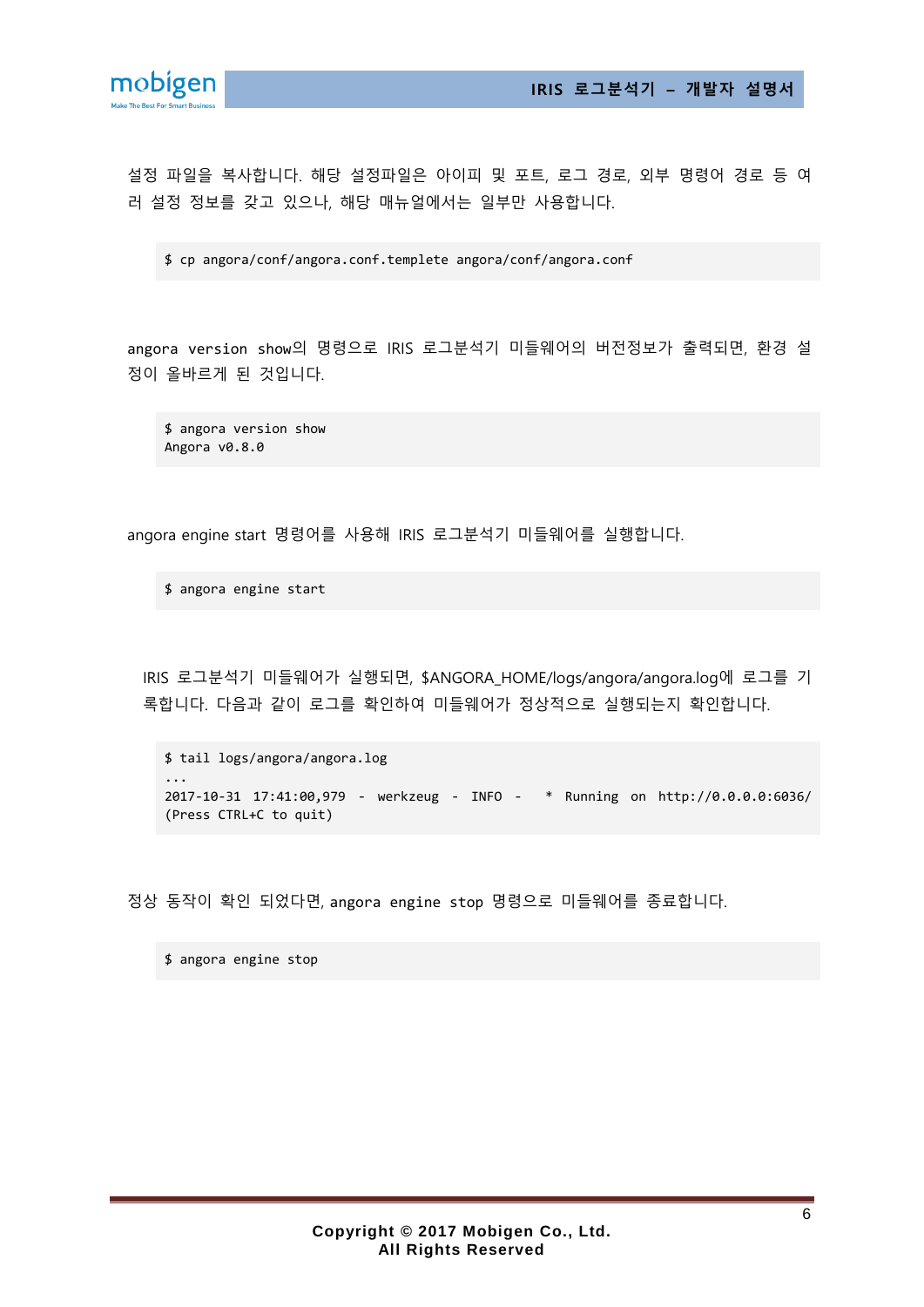설정 파일을 복사합니다. 해당 설정파일은 아이피 및 포트, 로그 경로, 외부 명령어 경로 등 여러 설정 정보를 갖고 있으나, 해당 매뉴얼에서는 일부만 사용합니다.

```
$ cp angora/conf/angora.conf.templete angora/conf/angora.conf
```

angora version show의 명령으로 IRIS 로그분석기 미들웨어의 버전정보가 출력되면, 환경 설정이 올바르게 된 것입니다.

```
$ angora version show
Angora v0.8.0
```

angora engine start 명령어를 사용해 IRIS 로그분석기 미들웨어를 실행합니다.

```
$ angora engine start
```

IRIS 로그분석기 미들웨어가 실행되면, $ANGORA_HOME/logs/angora/angora.log에 로그를 기록합니다. 다음과 같이 로그를 확인하여 미들웨어가 정상적으로 실행되는지 확인합니다.

```
$ tail logs/angora/angora.log
...
2017-10-31 17:41:00,979 - werkzeug - INFO -  * Running on http://0.0.0.0:6036/
(Press CTRL+C to quit)
```

정상 동작이 확인 되었다면, angora engine stop 명령으로 미들웨어를 종료합니다.

```
$ angora engine stop
```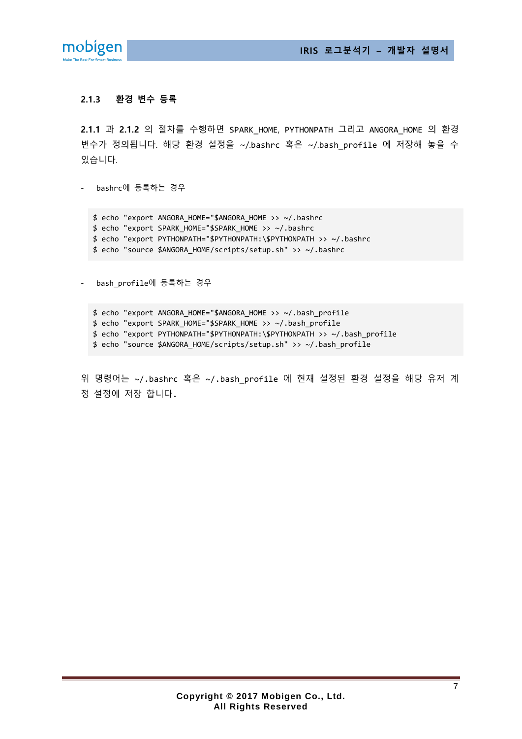### 2.1.3 환경 변수 등록

**2.1.1** 과 **2.1.2** 의 절차를 수행하면 SPARK_HOME, PYTHONPATH 그리고 ANGORA_HOME 의 환경 변수가 정의됩니다. 해당 환경 설정을 ~/.bashrc 혹은 ~/.bash_profile 에 저장해 놓을 수 있습니다.

- bashrc에 등록하는 경우

```
$ echo "export ANGORA_HOME="$ANGORA_HOME >> ~/.bashrc
$ echo "export SPARK_HOME="$SPARK_HOME >> ~/.bashrc
$ echo "export PYTHONPATH="$PYTHONPATH:\$PYTHONPATH >> ~/.bashrc
$ echo "source $ANGORA_HOME/scripts/setup.sh" >> ~/.bashrc
```

- bash_profile에 등록하는 경우

```
$ echo "export ANGORA_HOME="$ANGORA_HOME >> ~/.bash_profile
$ echo "export SPARK_HOME="$SPARK_HOME >> ~/.bash_profile
$ echo "export PYTHONPATH="$PYTHONPATH:\$PYTHONPATH >> ~/.bash_profile
$ echo "source $ANGORA_HOME/scripts/setup.sh" >> ~/.bash_profile
```

위 명령어는 ~/.bashrc 혹은 ~/.bash_profile 에 현재 설정된 환경 설정을 해당 유저 계정 설정에 저장 합니다.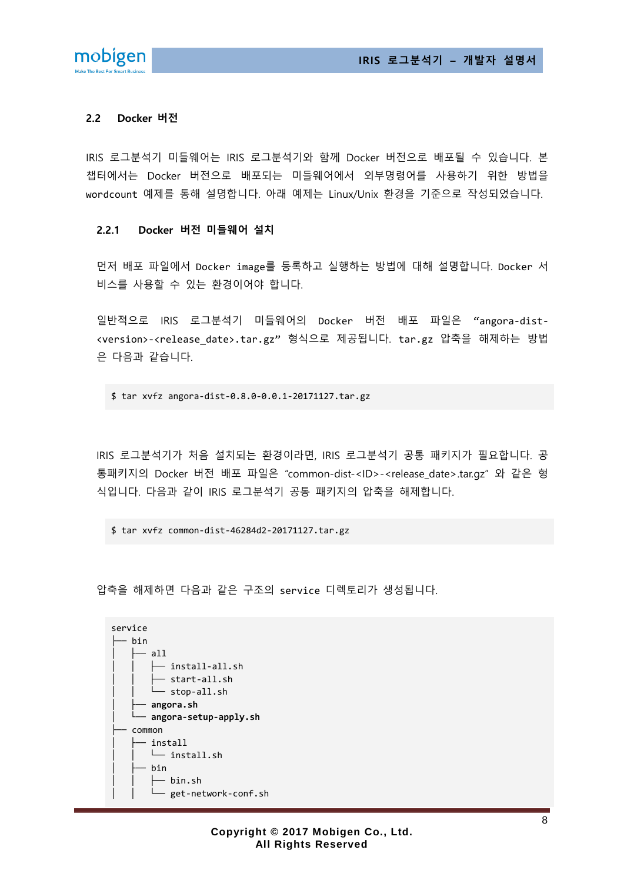### 2.2 Docker 버전

IRIS 로그분석기 미들웨어는 IRIS 로그분석기와 함께 Docker 버전으로 배포될 수 있습니다. 본 챕터에서는 Docker 버전으로 배포되는 미들웨어에서 외부명령어를 사용하기 위한 방법을 wordcount 예제를 통해 설명합니다. 아래 예제는 Linux/Unix 환경을 기준으로 작성되었습니다.

#### 2.2.1 Docker 버전 미들웨어 설치

먼저 배포 파일에서 Docker image를 등록하고 실행하는 방법에 대해 설명합니다. Docker 서비스를 사용할 수 있는 환경이어야 합니다.

일반적으로 IRIS 로그분석기 미들웨어의 Docker 버전 배포 파일은 “angora-dist-<version>-<release_date>.tar.gz” 형식으로 제공됩니다. tar.gz 압축을 해제하는 방법은 다음과 같습니다.

```
$ tar xvfz angora-dist-0.8.0-0.0.1-20171127.tar.gz
```

IRIS 로그분석기가 처음 설치되는 환경이라면, IRIS 로그분석기 공통 패키지가 필요합니다. 공통패키지의 Docker 버전 배포 파일은 “common-dist-<ID>-<release_date>.tar.gz” 와 같은 형식입니다. 다음과 같이 IRIS 로그분석기 공통 패키지의 압축을 해제합니다.

```
$ tar xvfz common-dist-46284d2-20171127.tar.gz
```

압축을 해제하면 다음과 같은 구조의 service 디렉토리가 생성됩니다.

```
service
├── bin
│   ├── all
│   │   ├── install-all.sh
│   │   ├── start-all.sh
│   │   └── stop-all.sh
│   ├── angora.sh
│   └── angora-setup-apply.sh
├── common
│   ├── install
│   │   └── install.sh
│   ├── bin
│   │   ├── bin.sh
│   │   └── get-network-conf.sh
```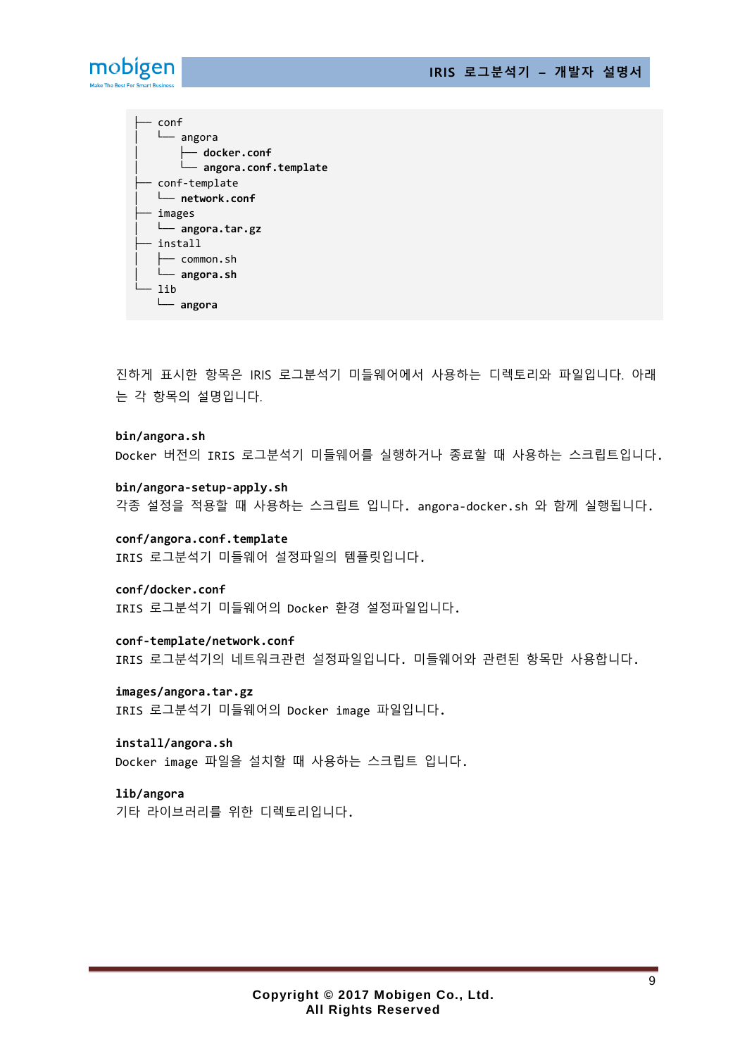```
├── conf
│   └── angora
│       ├── docker.conf
│       └── angora.conf.template
├── conf-template
│   └── network.conf
├── images
│   └── angora.tar.gz
├── install
│   ├── common.sh
│   └── angora.sh
└── lib
    └── angora
```

진하게 표시한 항목은 IRIS 로그분석기 미들웨어에서 사용하는 디렉토리와 파일입니다. 아래는 각 항목의 설명입니다.

**bin/angora.sh**
Docker 버전의 IRIS 로그분석기 미들웨어를 실행하거나 종료할 때 사용하는 스크립트입니다.

**bin/angora-setup-apply.sh**
각종 설정을 적용할 때 사용하는 스크립트 입니다. angora-docker.sh 와 함께 실행됩니다.

**conf/angora.conf.template**
IRIS 로그분석기 미들웨어 설정파일의 템플릿입니다.

**conf/docker.conf**
IRIS 로그분석기 미들웨어의 Docker 환경 설정파일입니다.

**conf-template/network.conf**
IRIS 로그분석기의 네트워크관련 설정파일입니다. 미들웨어와 관련된 항목만 사용합니다.

**images/angora.tar.gz**
IRIS 로그분석기 미들웨어의 Docker image 파일입니다.

**install/angora.sh**
Docker image 파일을 설치할 때 사용하는 스크립트 입니다.

**lib/angora**
기타 라이브러리를 위한 디렉토리입니다.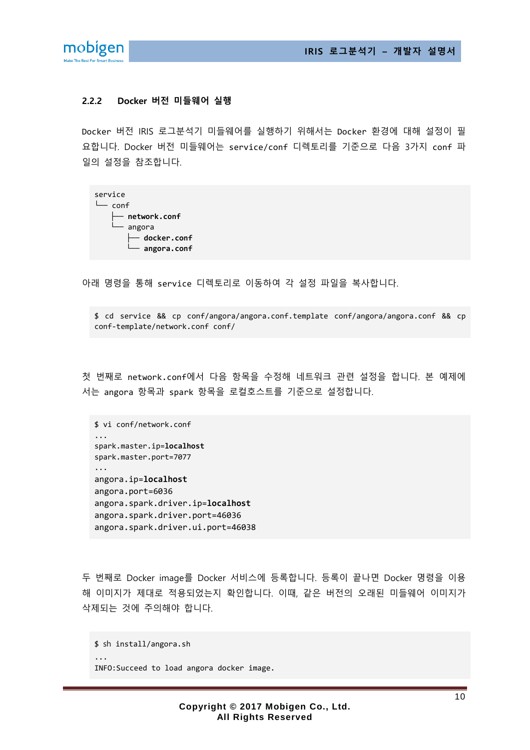### 2.2.2 Docker 버전 미들웨어 실행

Docker 버전 IRIS 로그분석기 미들웨어를 실행하기 위해서는 Docker 환경에 대해 설정이 필요합니다. Docker 버전 미들웨어는 service/conf 디렉토리를 기준으로 다음 3가지 conf 파일의 설정을 참조합니다.

```
service
└─ conf
   ├─ network.conf
   └─ angora
      ├─ docker.conf
      └─ angora.conf
```

아래 명령을 통해 service 디렉토리로 이동하여 각 설정 파일을 복사합니다.

```
$ cd service && cp conf/angora/angora.conf.template conf/angora/angora.conf && cp conf-template/network.conf conf/
```

첫 번째로 network.conf에서 다음 항목을 수정해 네트워크 관련 설정을 합니다. 본 예제에서는 angora 항목과 spark 항목을 로컬호스트를 기준으로 설정합니다.

```
$ vi conf/network.conf
...
spark.master.ip=localhost
spark.master.port=7077
...
angora.ip=localhost
angora.port=6036
angora.spark.driver.ip=localhost
angora.spark.driver.port=46036
angora.spark.driver.ui.port=46038
```

두 번째로 Docker image를 Docker 서비스에 등록합니다. 등록이 끝나면 Docker 명령을 이용해 이미지가 제대로 적용되었는지 확인합니다. 이때, 같은 버전의 오래된 미들웨어 이미지가 삭제되는 것에 주의해야 합니다.

```
$ sh install/angora.sh
...
INFO:Succeed to load angora docker image.
```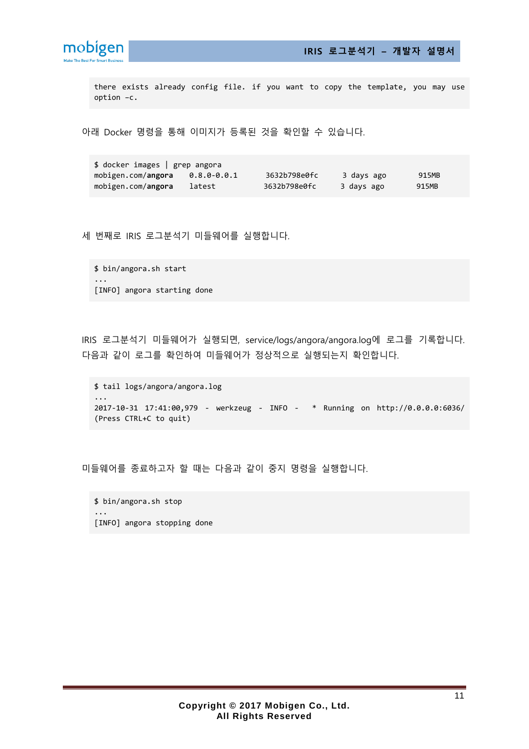```
there exists already config file. if you want to copy the template, you may use option -c.
```

아래 Docker 명령을 통해 이미지가 등록된 것을 확인할 수 있습니다.

```
$ docker images | grep angora
mobigen.com/angora    0.8.0-0.0.1      3632b798e0fc     3 days ago       915MB
mobigen.com/angora    latest           3632b798e0fc     3 days ago       915MB
```

세 번째로 IRIS 로그분석기 미들웨어를 실행합니다.

```
$ bin/angora.sh start
...
[INFO] angora starting done
```

IRIS 로그분석기 미들웨어가 실행되면, service/logs/angora/angora.log에 로그를 기록합니다. 다음과 같이 로그를 확인하여 미들웨어가 정상적으로 실행되는지 확인합니다.

```
$ tail logs/angora/angora.log
...
2017-10-31 17:41:00,979 - werkzeug - INFO -  * Running on http://0.0.0.0:6036/
(Press CTRL+C to quit)
```

미들웨어를 종료하고자 할 때는 다음과 같이 중지 명령을 실행합니다.

```
$ bin/angora.sh stop
...
[INFO] angora stopping done
```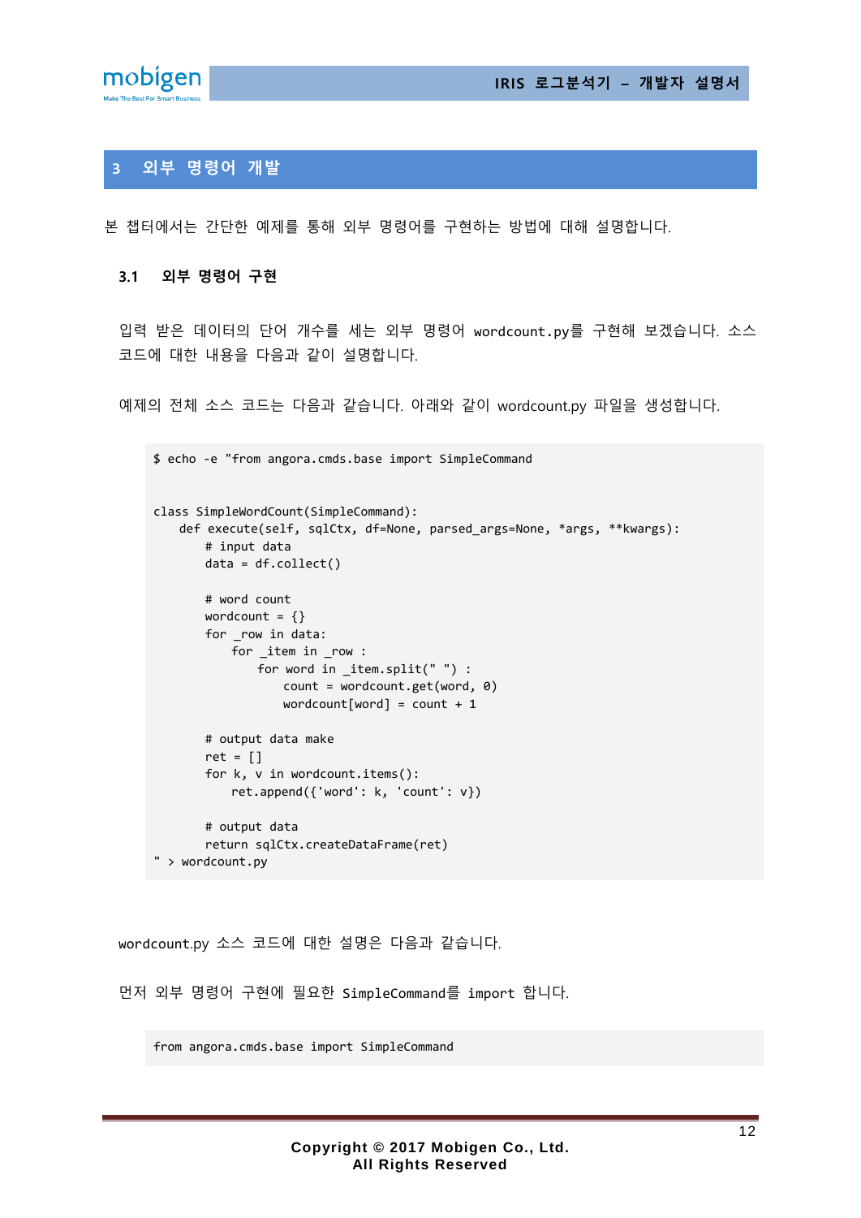# 3 외부 명령어 개발

본 챕터에서는 간단한 예제를 통해 외부 명령어를 구현하는 방법에 대해 설명합니다.

## 3.1 외부 명령어 구현

입력 받은 데이터의 단어 개수를 세는 외부 명령어 `wordcount.py`를 구현해 보겠습니다. 소스 코드에 대한 내용을 다음과 같이 설명합니다.

예제의 전체 소스 코드는 다음과 같습니다. 아래와 같이 wordcount.py 파일을 생성합니다.

```
$ echo -e "from angora.cmds.base import SimpleCommand


class SimpleWordCount(SimpleCommand):
    def execute(self, sqlCtx, df=None, parsed_args=None, *args, **kwargs):
        # input data
        data = df.collect()

        # word count
        wordcount = {}
        for _row in data:
            for _item in _row :
                for word in _item.split(" ") :
                    count = wordcount.get(word, 0)
                    wordcount[word] = count + 1

        # output data make
        ret = []
        for k, v in wordcount.items():
            ret.append({'word': k, 'count': v})

        # output data
        return sqlCtx.createDataFrame(ret)
" > wordcount.py
```

wordcount.py 소스 코드에 대한 설명은 다음과 같습니다.

먼저 외부 명령어 구현에 필요한 `SimpleCommand`를 `import` 합니다.

```
from angora.cmds.base import SimpleCommand
```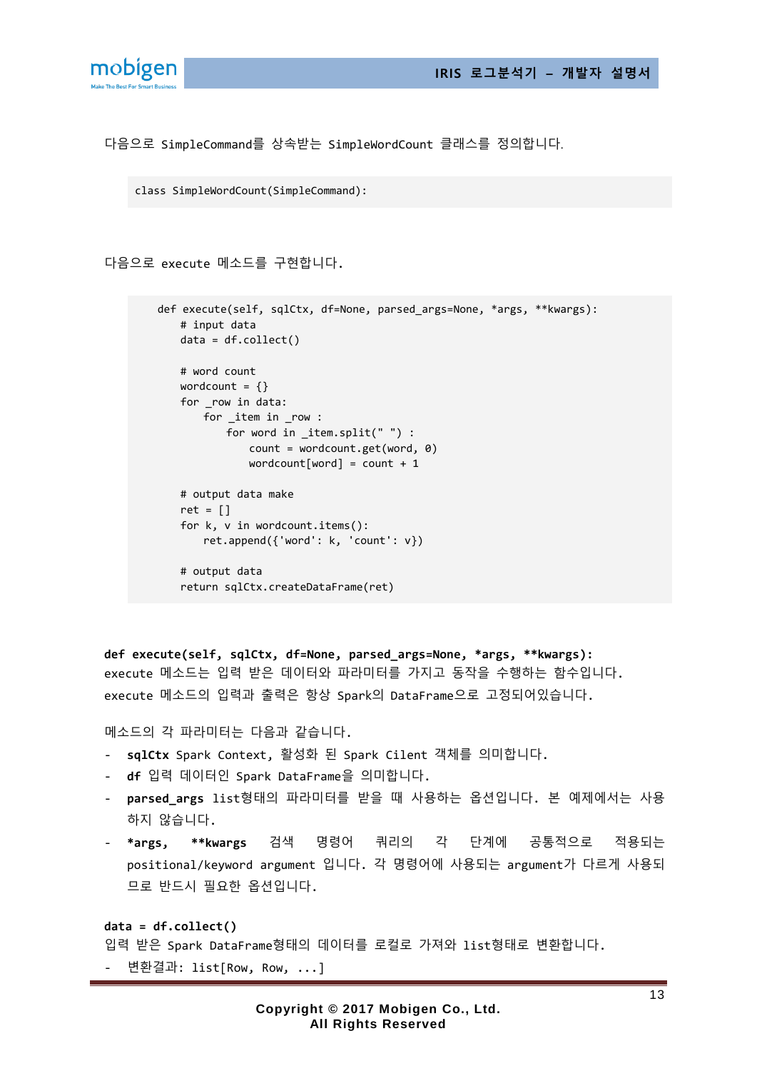다음으로 SimpleCommand를 상속받는 SimpleWordCount 클래스를 정의합니다.

```
class SimpleWordCount(SimpleCommand):
```

다음으로 execute 메소드를 구현합니다.

```
    def execute(self, sqlCtx, df=None, parsed_args=None, *args, **kwargs):
        # input data
        data = df.collect()

        # word count
        wordcount = {}
        for _row in data:
            for _item in _row :
                for word in _item.split(" ") :
                    count = wordcount.get(word, 0)
                    wordcount[word] = count + 1

        # output data make
        ret = []
        for k, v in wordcount.items():
            ret.append({'word': k, 'count': v})

        # output data
        return sqlCtx.createDataFrame(ret)
```

**def execute(self, sqlCtx, df=None, parsed_args=None, *args, **kwargs):**
execute 메소드는 입력 받은 데이터와 파라미터를 가지고 동작을 수행하는 함수입니다.
execute 메소드의 입력과 출력은 항상 Spark의 DataFrame으로 고정되어있습니다.

메소드의 각 파라미터는 다음과 같습니다.

- **sqlCtx** Spark Context, 활성화 된 Spark Cilent 객체를 의미합니다.
- **df** 입력 데이터인 Spark DataFrame을 의미합니다.
- **parsed_args** list형태의 파라미터를 받을 때 사용하는 옵션입니다. 본 예제에서는 사용하지 않습니다.
- ***args, **kwargs** 검색 명령어 쿼리의 각 단계에 공통적으로 적용되는 positional/keyword argument 입니다. 각 명령어에 사용되는 argument가 다르게 사용되므로 반드시 필요한 옵션입니다.

**data = df.collect()**
입력 받은 Spark DataFrame형태의 데이터를 로컬로 가져와 list형태로 변환합니다.

- 변환결과: list[Row, Row, ...]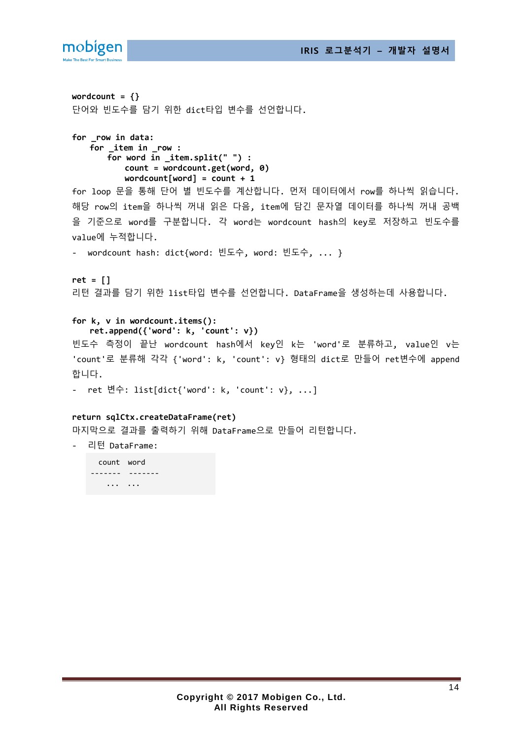```
wordcount = {}
```

단어와 빈도수를 담기 위한 dict타입 변수를 선언합니다.

```
for _row in data:
    for _item in _row :
        for word in _item.split(" ") :
            count = wordcount.get(word, 0)
            wordcount[word] = count + 1
```

for loop 문을 통해 단어 별 빈도수를 계산합니다. 먼저 데이터에서 row를 하나씩 읽습니다. 해당 row의 item을 하나씩 꺼내 읽은 다음, item에 담긴 문자열 데이터를 하나씩 꺼내 공백을 기준으로 word를 구분합니다. 각 word는 wordcount hash의 key로 저장하고 빈도수를 value에 누적합니다.

- wordcount hash: dict{word: 빈도수, word: 빈도수, ... }

```
ret = []
```

리턴 결과를 담기 위한 list타입 변수를 선언합니다. DataFrame을 생성하는데 사용합니다.

```
for k, v in wordcount.items():
    ret.append({'word': k, 'count': v})
```

빈도수 측정이 끝난 wordcount hash에서 key인 k는 'word'로 분류하고, value인 v는 'count'로 분류해 각각 {'word': k, 'count': v} 형태의 dict로 만들어 ret변수에 append 합니다.

- ret 변수: list[dict{'word': k, 'count': v}, ...]

```
return sqlCtx.createDataFrame(ret)
```

마지막으로 결과를 출력하기 위해 DataFrame으로 만들어 리턴합니다.

- 리턴 DataFrame:

```
 count   word
------- -------
   ...   ...
```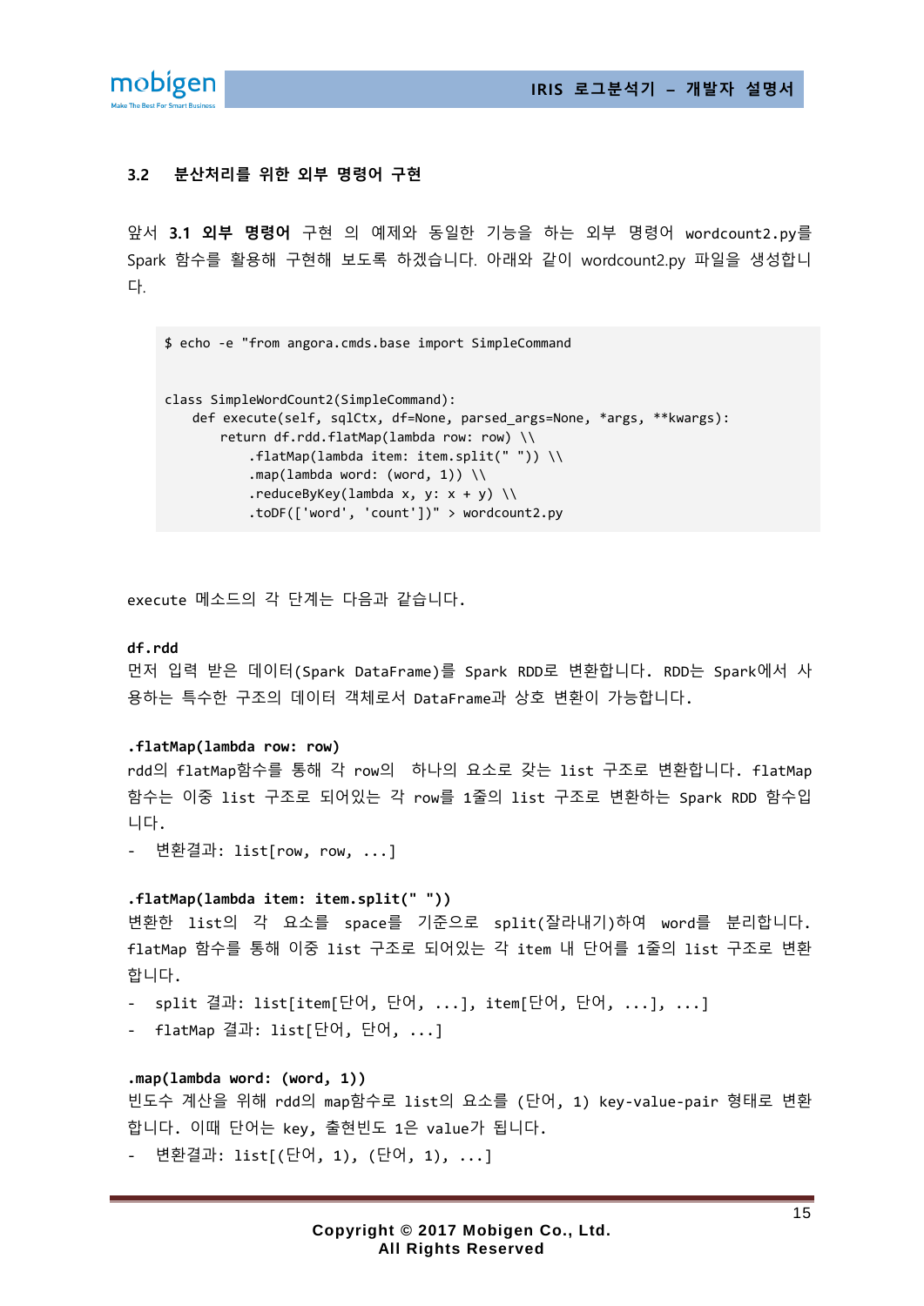### 3.2 분산처리를 위한 외부 명령어 구현

앞서 **3.1 외부 명령어** 구현 의 예제와 동일한 기능을 하는 외부 명령어 wordcount2.py를 Spark 함수를 활용해 구현해 보도록 하겠습니다. 아래와 같이 wordcount2.py 파일을 생성합니다.

```
$ echo -e "from angora.cmds.base import SimpleCommand


class SimpleWordCount2(SimpleCommand):
    def execute(self, sqlCtx, df=None, parsed_args=None, *args, **kwargs):
        return df.rdd.flatMap(lambda row: row) \\
            .flatMap(lambda item: item.split(" ")) \\
            .map(lambda word: (word, 1)) \\
            .reduceByKey(lambda x, y: x + y) \\
            .toDF(['word', 'count'])" > wordcount2.py
```

execute 메소드의 각 단계는 다음과 같습니다.

**df.rdd**
먼저 입력 받은 데이터(Spark DataFrame)를 Spark RDD로 변환합니다. RDD는 Spark에서 사용하는 특수한 구조의 데이터 객체로서 DataFrame과 상호 변환이 가능합니다.

**.flatMap(lambda row: row)**
rdd의 flatMap함수를 통해 각 row의 하나의 요소로 갖는 list 구조로 변환합니다. flatMap 함수는 이중 list 구조로 되어있는 각 row를 1줄의 list 구조로 변환하는 Spark RDD 함수입니다.

- 변환결과: list[row, row, ...]

**.flatMap(lambda item: item.split(" "))**
변환한 list의 각 요소를 space를 기준으로 split(잘라내기)하여 word를 분리합니다. flatMap 함수를 통해 이중 list 구조로 되어있는 각 item 내 단어를 1줄의 list 구조로 변환합니다.

- split 결과: list[item[단어, 단어, ...], item[단어, 단어, ...], ...]
- flatMap 결과: list[단어, 단어, ...]

**.map(lambda word: (word, 1))**
빈도수 계산을 위해 rdd의 map함수로 list의 요소를 (단어, 1) key-value-pair 형태로 변환합니다. 이때 단어는 key, 출현빈도 1은 value가 됩니다.

- 변환결과: list[(단어, 1), (단어, 1), ...]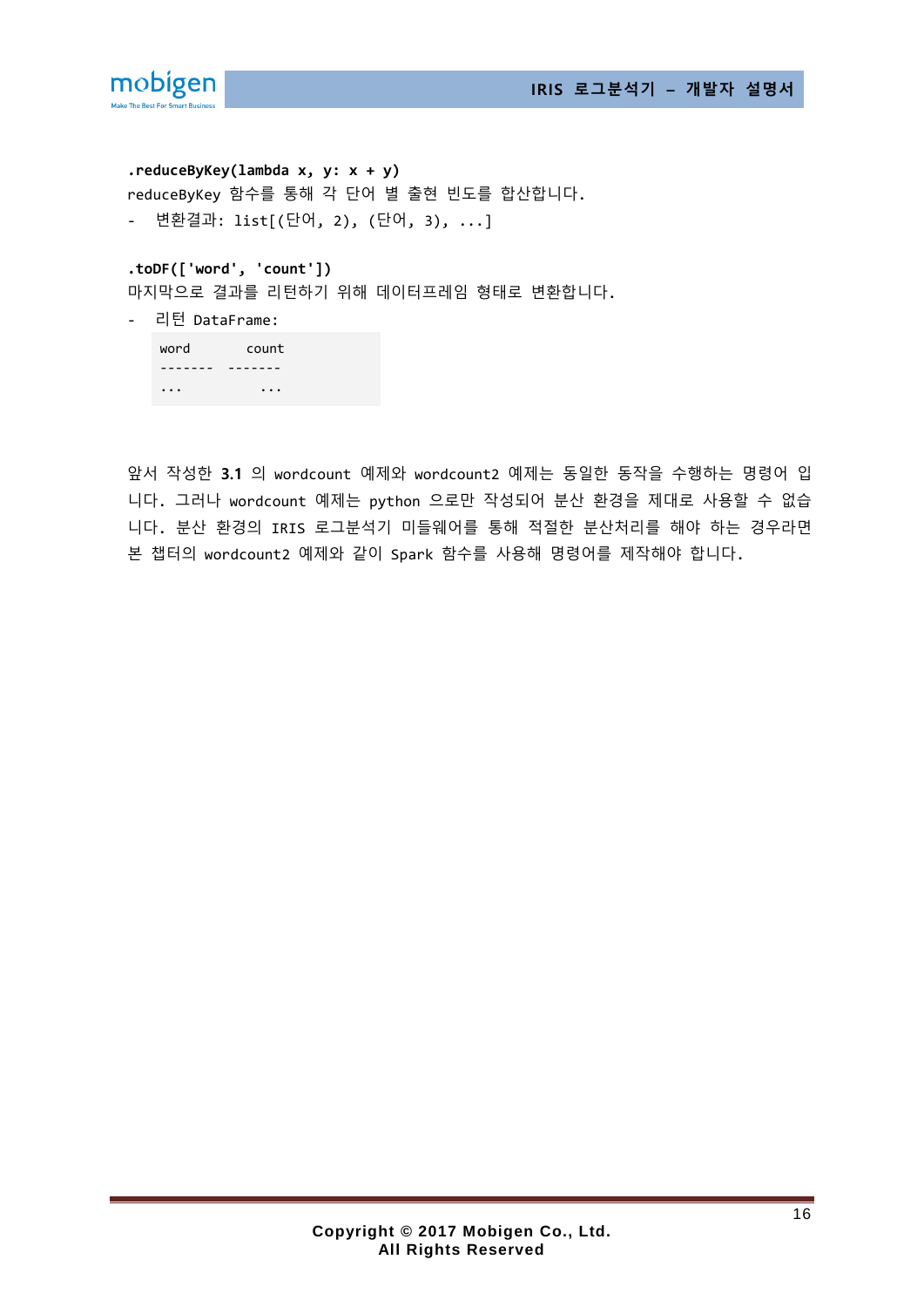**.reduceByKey(lambda x, y: x + y)**

reduceByKey 함수를 통해 각 단어 별 출현 빈도를 합산합니다.

- 변환결과: list[(단어, 2), (단어, 3), ...]

**.toDF(['word', 'count'])**

마지막으로 결과를 리턴하기 위해 데이터프레임 형태로 변환합니다.

- 리턴 DataFrame:

```
word      count
-------  -------
...         ...
```

앞서 작성한 **3.1** 의 wordcount 예제와 wordcount2 예제는 동일한 동작을 수행하는 명령어 입니다. 그러나 wordcount 예제는 python 으로만 작성되어 분산 환경을 제대로 사용할 수 없습니다. 분산 환경의 IRIS 로그분석기 미들웨어를 통해 적절한 분산처리를 해야 하는 경우라면 본 챕터의 wordcount2 예제와 같이 Spark 함수를 사용해 명령어를 제작해야 합니다.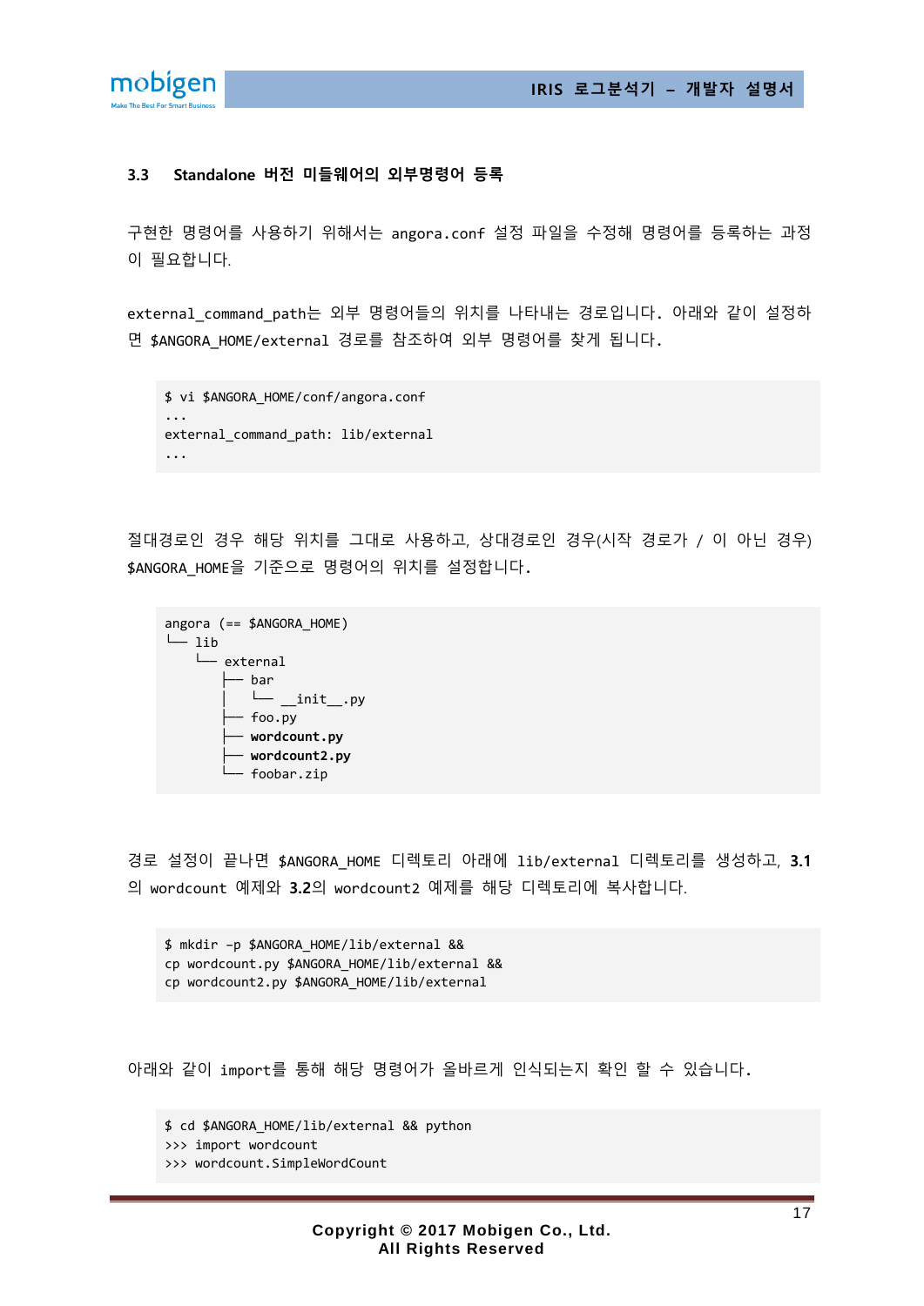### 3.3 Standalone 버전 미들웨어의 외부명령어 등록

구현한 명령어를 사용하기 위해서는 angora.conf 설정 파일을 수정해 명령어를 등록하는 과정이 필요합니다.

external_command_path는 외부 명령어들의 위치를 나타내는 경로입니다. 아래와 같이 설정하면 $ANGORA_HOME/external 경로를 참조하여 외부 명령어를 찾게 됩니다.

```
$ vi $ANGORA_HOME/conf/angora.conf
...
external_command_path: lib/external
...
```

절대경로인 경우 해당 위치를 그대로 사용하고, 상대경로인 경우(시작 경로가 / 이 아닌 경우) $ANGORA_HOME을 기준으로 명령어의 위치를 설정합니다.

```
angora (== $ANGORA_HOME)
└─ lib
    └── external
        ├── bar
        │   └── __init__.py
        ├── foo.py
        ├── wordcount.py
        ├── wordcount2.py
        └── foobar.zip
```

경로 설정이 끝나면 $ANGORA_HOME 디렉토리 아래에 lib/external 디렉토리를 생성하고, **3.1**의 wordcount 예제와 **3.2**의 wordcount2 예제를 해당 디렉토리에 복사합니다.

```
$ mkdir -p $ANGORA_HOME/lib/external &&
cp wordcount.py $ANGORA_HOME/lib/external &&
cp wordcount2.py $ANGORA_HOME/lib/external
```

아래와 같이 import를 통해 해당 명령어가 올바르게 인식되는지 확인 할 수 있습니다.

```
$ cd $ANGORA_HOME/lib/external && python
>>> import wordcount
>>> wordcount.SimpleWordCount
```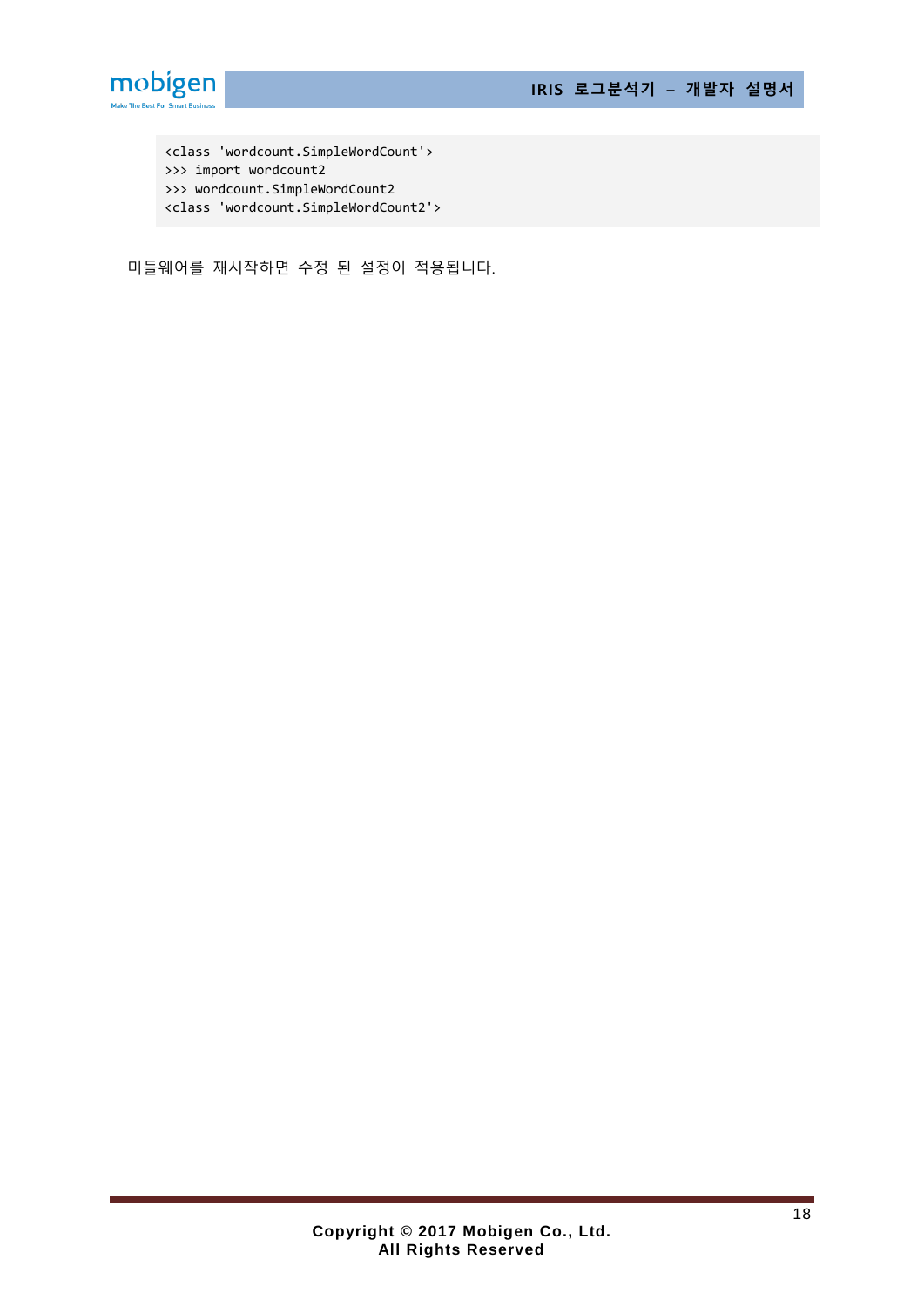```
<class 'wordcount.SimpleWordCount'>
>>> import wordcount2
>>> wordcount.SimpleWordCount2
<class 'wordcount.SimpleWordCount2'>
```

미들웨어를 재시작하면 수정 된 설정이 적용됩니다.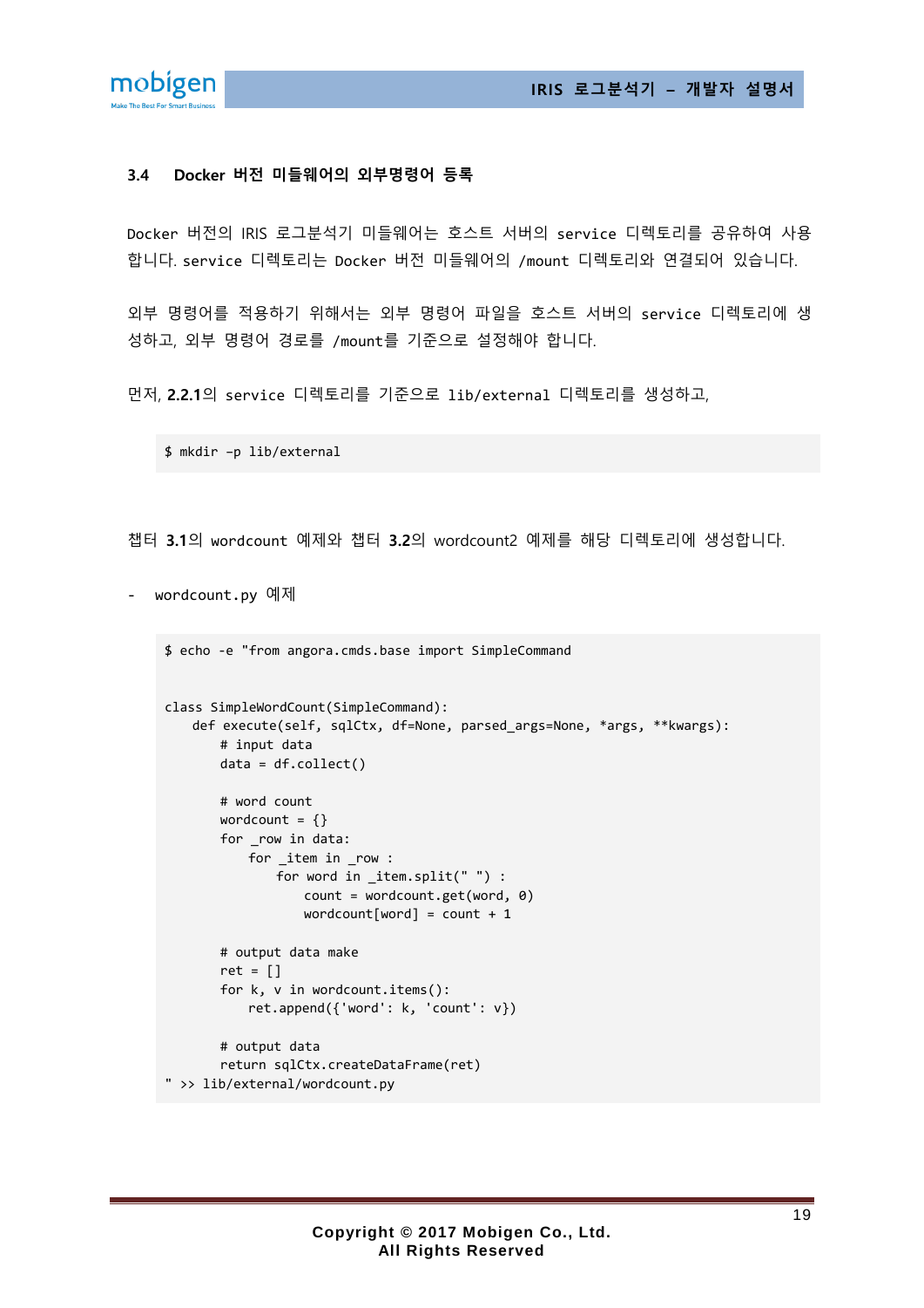### 3.4 Docker 버전 미들웨어의 외부명령어 등록

Docker 버전의 IRIS 로그분석기 미들웨어는 호스트 서버의 service 디렉토리를 공유하여 사용합니다. service 디렉토리는 Docker 버전 미들웨어의 /mount 디렉토리와 연결되어 있습니다.

외부 명령어를 적용하기 위해서는 외부 명령어 파일을 호스트 서버의 service 디렉토리에 생성하고, 외부 명령어 경로를 /mount를 기준으로 설정해야 합니다.

먼저, **2.2.1**의 service 디렉토리를 기준으로 lib/external 디렉토리를 생성하고,

```
$ mkdir -p lib/external
```

챕터 **3.1**의 wordcount 예제와 챕터 **3.2**의 wordcount2 예제를 해당 디렉토리에 생성합니다.

- wordcount.py 예제

```
$ echo -e "from angora.cmds.base import SimpleCommand

class SimpleWordCount(SimpleCommand):
    def execute(self, sqlCtx, df=None, parsed_args=None, *args, **kwargs):
        # input data
        data = df.collect()

        # word count
        wordcount = {}
        for _row in data:
            for _item in _row :
                for word in _item.split(" ") :
                    count = wordcount.get(word, 0)
                    wordcount[word] = count + 1

        # output data make
        ret = []
        for k, v in wordcount.items():
            ret.append({'word': k, 'count': v})

        # output data
        return sqlCtx.createDataFrame(ret)
" >> lib/external/wordcount.py
```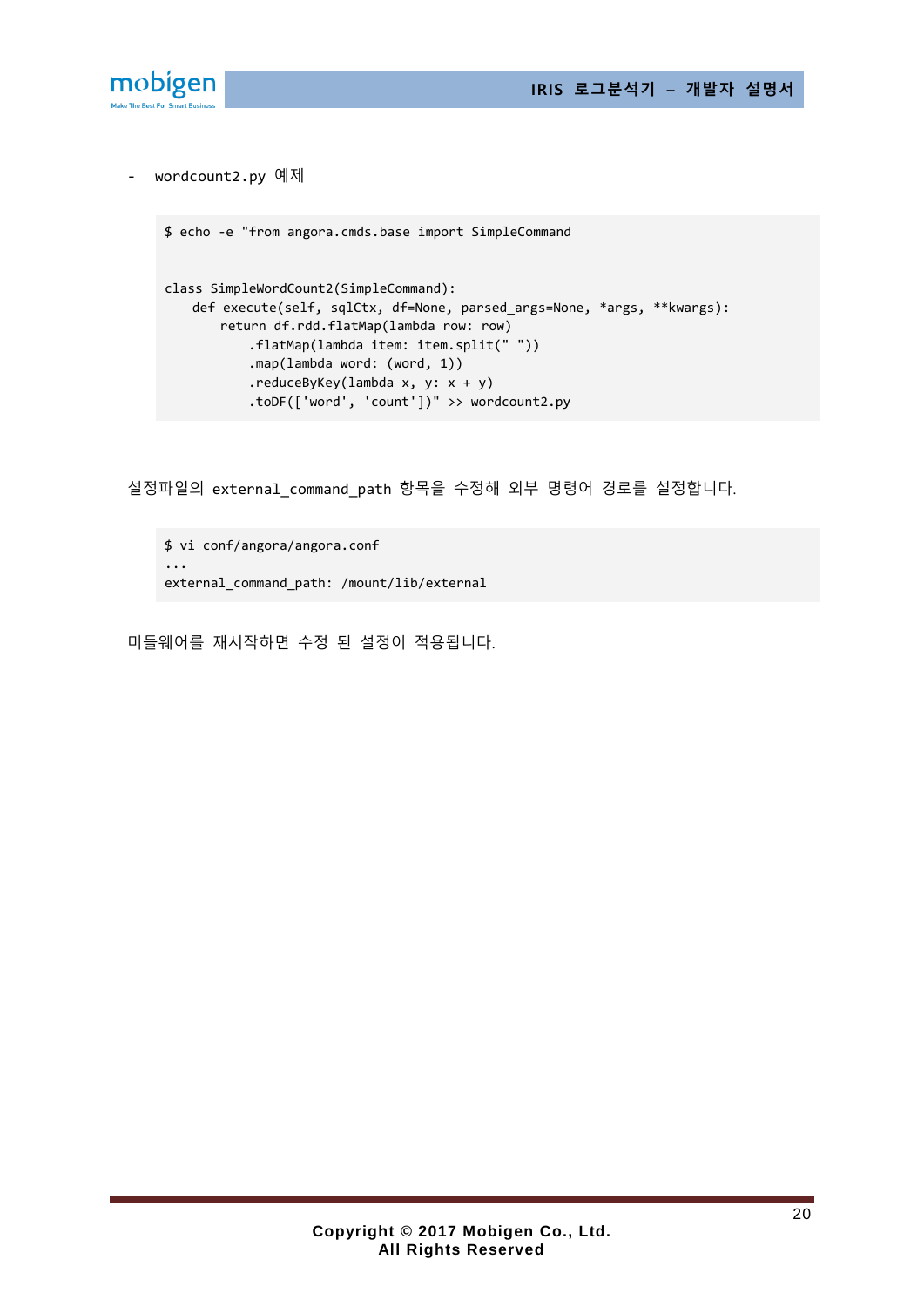- wordcount2.py 예제

```
$ echo -e "from angora.cmds.base import SimpleCommand

class SimpleWordCount2(SimpleCommand):
    def execute(self, sqlCtx, df=None, parsed_args=None, *args, **kwargs):
        return df.rdd.flatMap(lambda row: row)
            .flatMap(lambda item: item.split(" "))
            .map(lambda word: (word, 1))
            .reduceByKey(lambda x, y: x + y)
            .toDF(['word', 'count'])" >> wordcount2.py
```

설정파일의 external_command_path 항목을 수정해 외부 명령어 경로를 설정합니다.

```
$ vi conf/angora/angora.conf
...
external_command_path: /mount/lib/external
```

미들웨어를 재시작하면 수정 된 설정이 적용됩니다.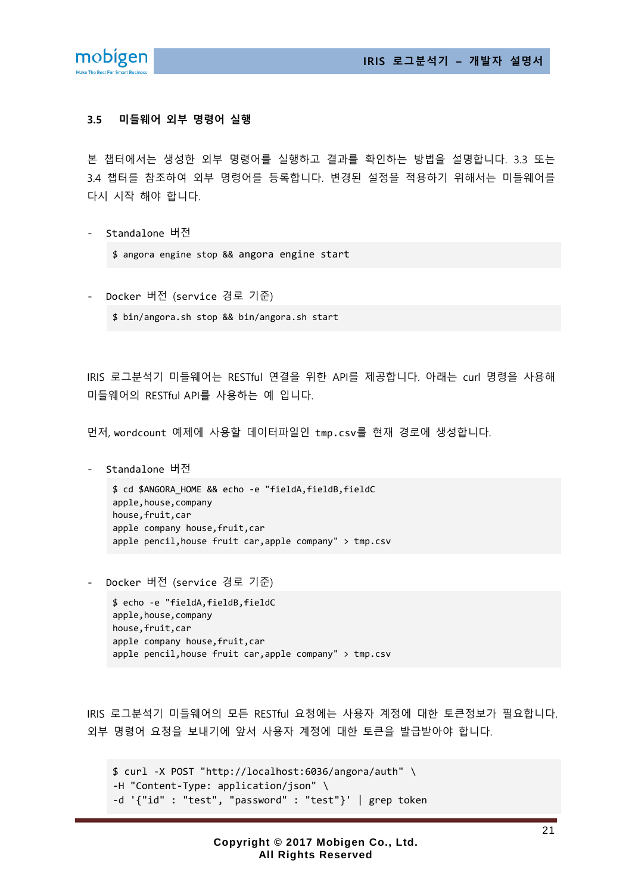## 3.5 미들웨어 외부 명령어 실행

본 챕터에서는 생성한 외부 명령어를 실행하고 결과를 확인하는 방법을 설명합니다. 3.3 또는 3.4 챕터를 참조하여 외부 명령어를 등록합니다. 변경된 설정을 적용하기 위해서는 미들웨어를 다시 시작 해야 합니다.

- Standalone 버전

```
$ angora engine stop && angora engine start
```

- Docker 버전 (service 경로 기준)

```
$ bin/angora.sh stop && bin/angora.sh start
```

IRIS 로그분석기 미들웨어는 RESTful 연결을 위한 API를 제공합니다. 아래는 curl 명령을 사용해 미들웨어의 RESTful API를 사용하는 예 입니다.

먼저, `wordcount` 예제에 사용할 데이터파일인 `tmp.csv`를 현재 경로에 생성합니다.

- Standalone 버전

```
$ cd $ANGORA_HOME && echo -e "fieldA,fieldB,fieldC
apple,house,company
house,fruit,car
apple company house,fruit,car
apple pencil,house fruit car,apple company" > tmp.csv
```

- Docker 버전 (service 경로 기준)

```
$ echo -e "fieldA,fieldB,fieldC
apple,house,company
house,fruit,car
apple company house,fruit,car
apple pencil,house fruit car,apple company" > tmp.csv
```

IRIS 로그분석기 미들웨어의 모든 RESTful 요청에는 사용자 계정에 대한 토큰정보가 필요합니다. 외부 명령어 요청을 보내기에 앞서 사용자 계정에 대한 토큰을 발급받아야 합니다.

```
$ curl -X POST "http://localhost:6036/angora/auth" \
-H "Content-Type: application/json" \
-d '{"id" : "test", "password" : "test"}' | grep token
```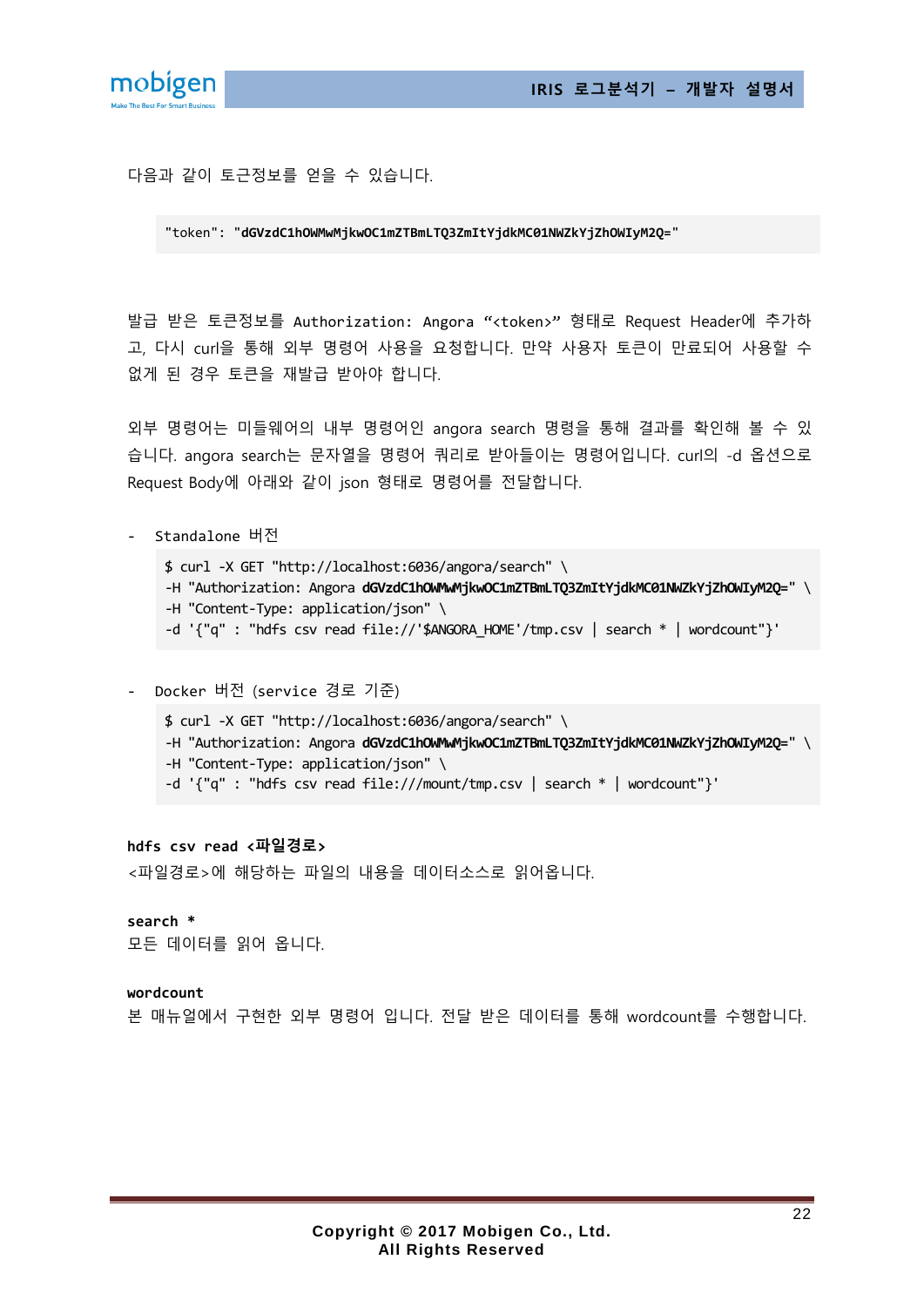다음과 같이 토근정보를 얻을 수 있습니다.

```
"token": "dGVzdC1hOWMwMjkwOC1mZTBmLTQ3ZmItYjdkMC01NWZkYjZhOWIyM2Q="
```

발급 받은 토큰정보를 Authorization: Angora “<token>” 형태로 Request Header에 추가하고, 다시 curl을 통해 외부 명령어 사용을 요청합니다. 만약 사용자 토큰이 만료되어 사용할 수 없게 된 경우 토큰을 재발급 받아야 합니다.

외부 명령어는 미들웨어의 내부 명령어인 angora search 명령을 통해 결과를 확인해 볼 수 있습니다. angora search는 문자열을 명령어 쿼리로 받아들이는 명령어입니다. curl의 -d 옵션으로 Request Body에 아래와 같이 json 형태로 명령어를 전달합니다.

- Standalone 버전

```
$ curl -X GET "http://localhost:6036/angora/search" \
-H "Authorization: Angora dGVzdC1hOWMwMjkwOC1mZTBmLTQ3ZmItYjdkMC01NWZkYjZhOWIyM2Q=" \
-H "Content-Type: application/json" \
-d '{"q" : "hdfs csv read file://'$ANGORA_HOME'/tmp.csv | search * | wordcount"}'
```

- Docker 버전 (service 경로 기준)

```
$ curl -X GET "http://localhost:6036/angora/search" \
-H "Authorization: Angora dGVzdC1hOWMwMjkwOC1mZTBmLTQ3ZmItYjdkMC01NWZkYjZhOWIyM2Q=" \
-H "Content-Type: application/json" \
-d '{"q" : "hdfs csv read file:///mount/tmp.csv | search * | wordcount"}'
```

**hdfs csv read <파일경로>**
<파일경로>에 해당하는 파일의 내용을 데이터소스로 읽어옵니다.

**search ***
모든 데이터를 읽어 옵니다.

**wordcount**
본 매뉴얼에서 구현한 외부 명령어 입니다. 전달 받은 데이터를 통해 wordcount를 수행합니다.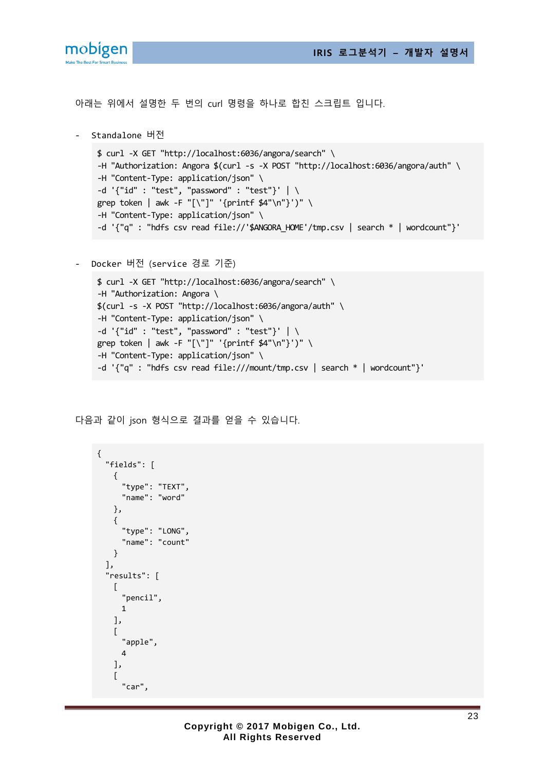아래는 위에서 설명한 두 번의 curl 명령을 하나로 합친 스크립트 입니다.

- Standalone 버전

```
$ curl -X GET "http://localhost:6036/angora/search" \
-H "Authorization: Angora $(curl -s -X POST "http://localhost:6036/angora/auth" \
-H "Content-Type: application/json" \
-d '{"id" : "test", "password" : "test"}' | \
grep token | awk -F "[\"]" '{printf $4"\n"}')" \
-H "Content-Type: application/json" \
-d '{"q" : "hdfs csv read file://'$ANGORA_HOME'/tmp.csv | search * | wordcount"}'
```

- Docker 버전 (service 경로 기준)

```
$ curl -X GET "http://localhost:6036/angora/search" \
-H "Authorization: Angora \
$(curl -s -X POST "http://localhost:6036/angora/auth" \
-H "Content-Type: application/json" \
-d '{"id" : "test", "password" : "test"}' | \
grep token | awk -F "[\"]" '{printf $4"\n"}')" \
-H "Content-Type: application/json" \
-d '{"q" : "hdfs csv read file:///mount/tmp.csv | search * | wordcount"}'
```

다음과 같이 json 형식으로 결과를 얻을 수 있습니다.

```
{
  "fields": [
    {
      "type": "TEXT",
      "name": "word"
    },
    {
      "type": "LONG",
      "name": "count"
    }
  ],
  "results": [
    [
      "pencil",
      1
    ],
    [
      "apple",
      4
    ],
    [
      "car",
```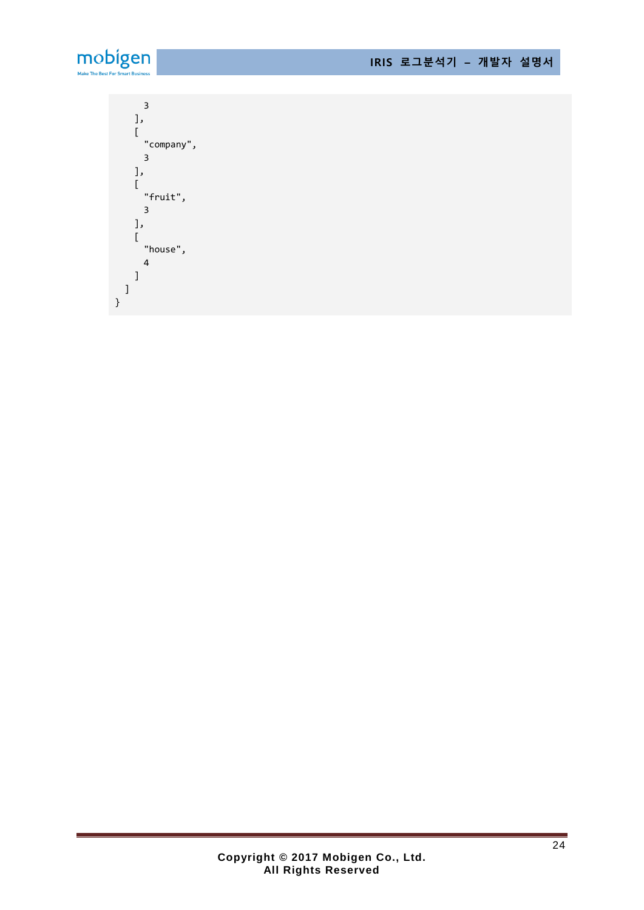```
      3
    ],
    [
      "company",
      3
    ],
    [
      "fruit",
      3
    ],
    [
      "house",
      4
    ]
  ]
}
```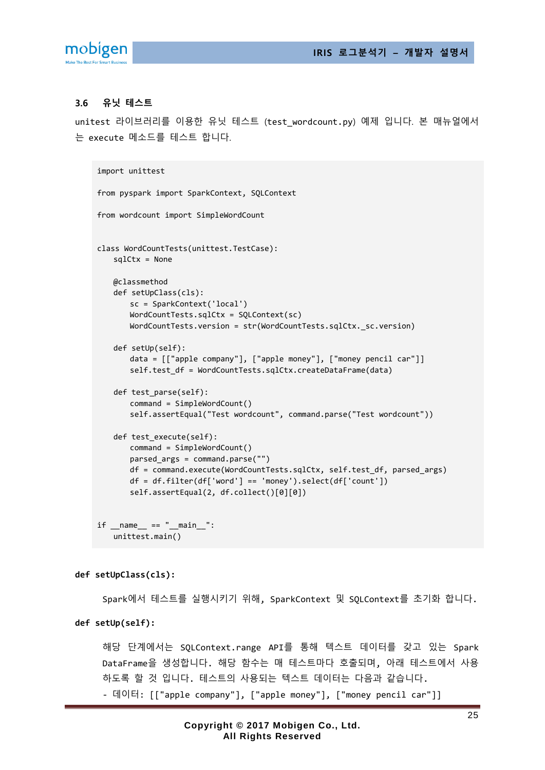### 3.6 유닛 테스트

unitest 라이브러리를 이용한 유닛 테스트 (test_wordcount.py) 예제 입니다. 본 매뉴얼에서는 execute 메소드를 테스트 합니다.

```
import unittest

from pyspark import SparkContext, SQLContext

from wordcount import SimpleWordCount


class WordCountTests(unittest.TestCase):
    sqlCtx = None

    @classmethod
    def setUpClass(cls):
        sc = SparkContext('local')
        WordCountTests.sqlCtx = SQLContext(sc)
        WordCountTests.version = str(WordCountTests.sqlCtx._sc.version)

    def setUp(self):
        data = [["apple company"], ["apple money"], ["money pencil car"]]
        self.test_df = WordCountTests.sqlCtx.createDataFrame(data)

    def test_parse(self):
        command = SimpleWordCount()
        self.assertEqual("Test wordcount", command.parse("Test wordcount"))

    def test_execute(self):
        command = SimpleWordCount()
        parsed_args = command.parse("")
        df = command.execute(WordCountTests.sqlCtx, self.test_df, parsed_args)
        df = df.filter(df['word'] == 'money').select(df['count'])
        self.assertEqual(2, df.collect()[0][0])


if __name__ == "__main__":
    unittest.main()
```

**def setUpClass(cls):**

Spark에서 테스트를 실행시키기 위해, SparkContext 및 SQLContext를 초기화 합니다.

**def setUp(self):**

해당 단계에서는 SQLContext.range API를 통해 텍스트 데이터를 갖고 있는 Spark DataFrame을 생성합니다. 해당 함수는 매 테스트마다 호출되며, 아래 테스트에서 사용하도록 할 것 입니다. 테스트의 사용되는 텍스트 데이터는 다음과 같습니다.

- 데이터: [["apple company"], ["apple money"], ["money pencil car"]]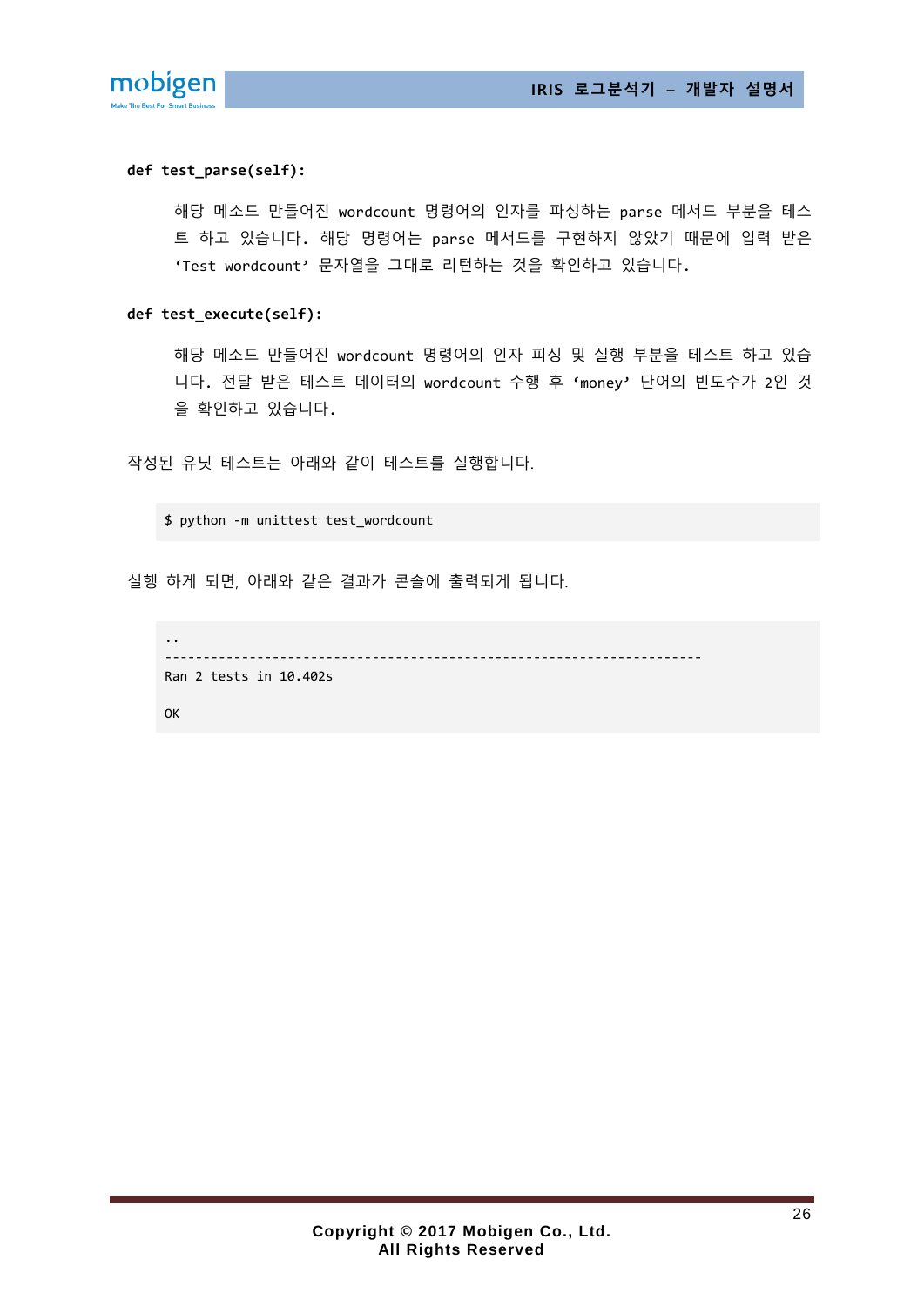**def test_parse(self):**

해당 메소드 만들어진 wordcount 명령어의 인자를 파싱하는 parse 메서드 부분을 테스트 하고 있습니다. 해당 명령어는 parse 메서드를 구현하지 않았기 때문에 입력 받은 'Test wordcount' 문자열을 그대로 리턴하는 것을 확인하고 있습니다.

**def test_execute(self):**

해당 메소드 만들어진 wordcount 명령어의 인자 피싱 및 실행 부분을 테스트 하고 있습니다. 전달 받은 테스트 데이터의 wordcount 수행 후 'money' 단어의 빈도수가 2인 것을 확인하고 있습니다.

작성된 유닛 테스트는 아래와 같이 테스트를 실행합니다.

```
$ python -m unittest test_wordcount
```

실행 하게 되면, 아래와 같은 결과가 콘솔에 출력되게 됩니다.

```
..
----------------------------------------------------------------------
Ran 2 tests in 10.402s

OK
```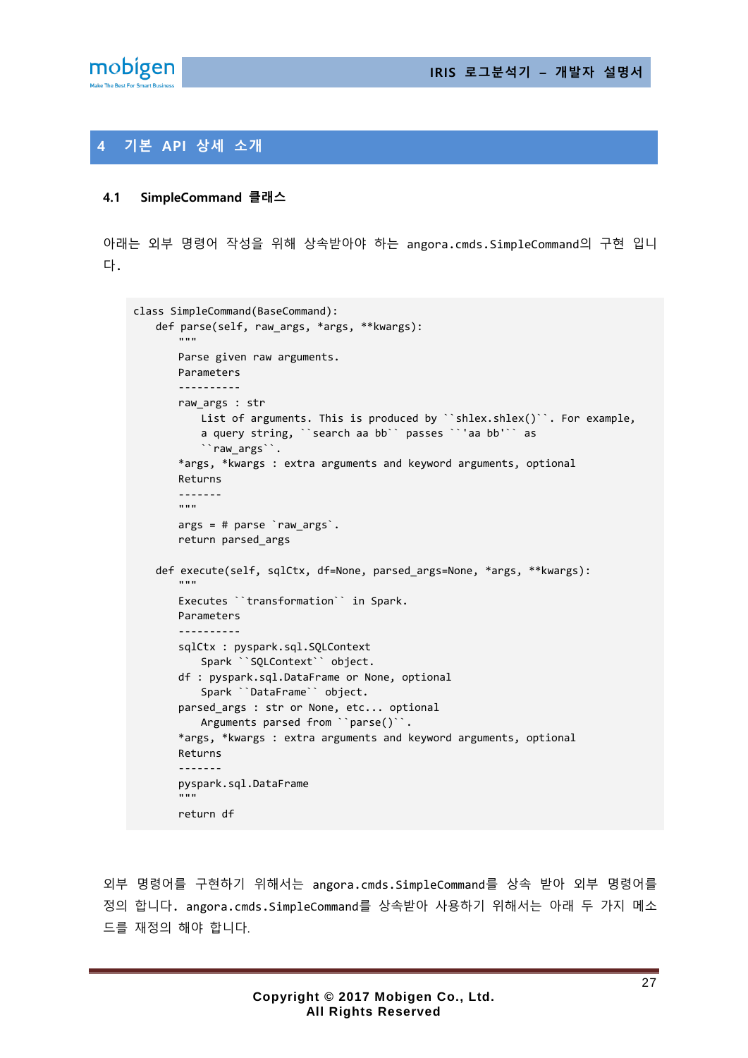# 4 기본 API 상세 소개

## 4.1 SimpleCommand 클래스

아래는 외부 명령어 작성을 위해 상속받아야 하는 angora.cmds.SimpleCommand의 구현 입니다.

```
class SimpleCommand(BaseCommand):
    def parse(self, raw_args, *args, **kwargs):
        """
        Parse given raw arguments.
        Parameters
        ----------
        raw_args : str
            List of arguments. This is produced by ``shlex.shlex()``. For example,
            a query string, ``search aa bb`` passes ``'aa bb'`` as
            ``raw_args``.
        *args, *kwargs : extra arguments and keyword arguments, optional
        Returns
        -------
        """
        args = # parse `raw_args`.
        return parsed_args

    def execute(self, sqlCtx, df=None, parsed_args=None, *args, **kwargs):
        """
        Executes ``transformation`` in Spark.
        Parameters
        ----------
        sqlCtx : pyspark.sql.SQLContext
            Spark ``SQLContext`` object.
        df : pyspark.sql.DataFrame or None, optional
            Spark ``DataFrame`` object.
        parsed_args : str or None, etc... optional
            Arguments parsed from ``parse()``.
        *args, *kwargs : extra arguments and keyword arguments, optional
        Returns
        -------
        pyspark.sql.DataFrame
        """
        return df
```

외부 명령어를 구현하기 위해서는 angora.cmds.SimpleCommand를 상속 받아 외부 명령어를 정의 합니다. angora.cmds.SimpleCommand를 상속받아 사용하기 위해서는 아래 두 가지 메소드를 재정의 해야 합니다.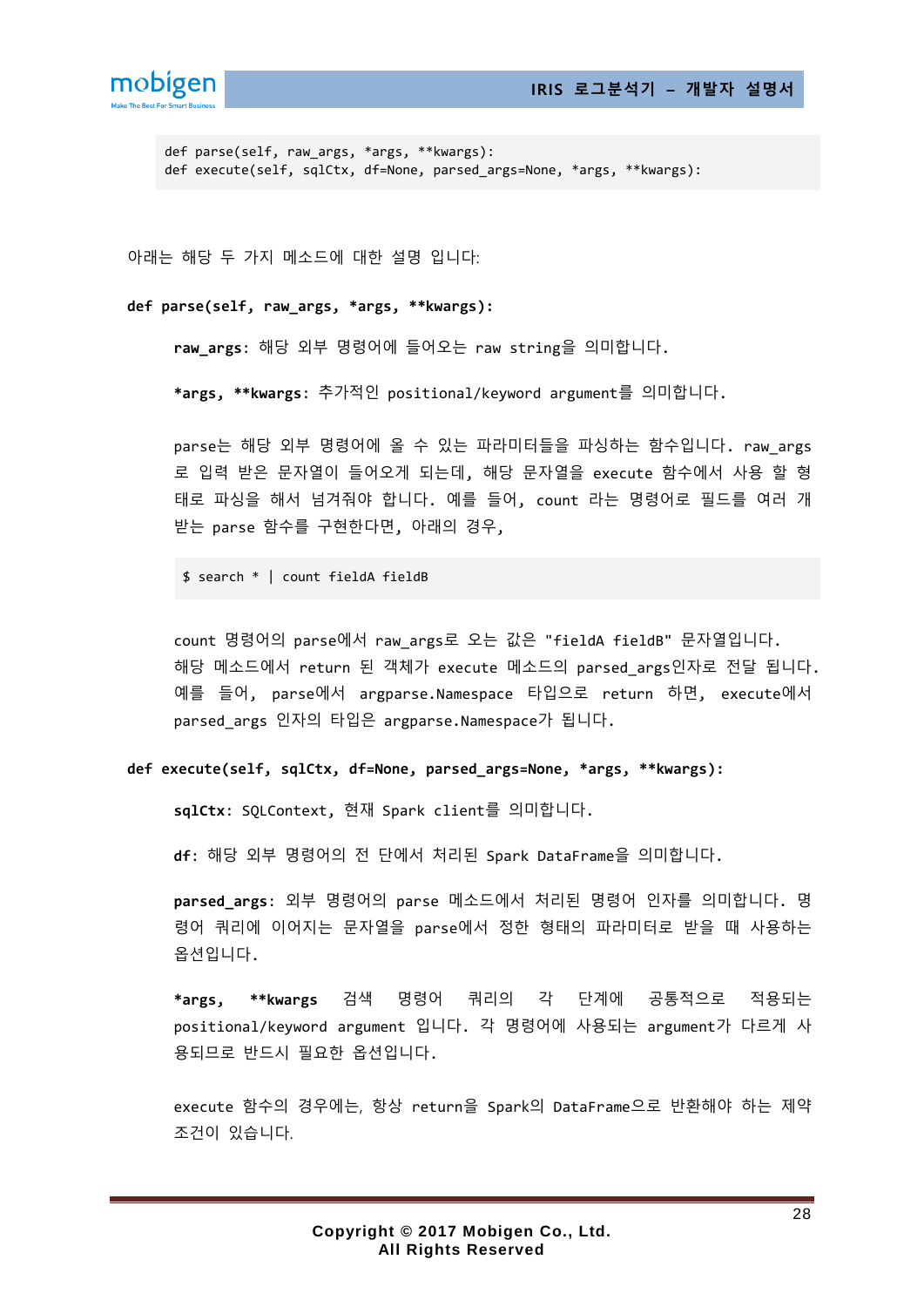```
def parse(self, raw_args, *args, **kwargs):
def execute(self, sqlCtx, df=None, parsed_args=None, *args, **kwargs):
```

아래는 해당 두 가지 메소드에 대한 설명 입니다:

**def parse(self, raw_args, *args, **kwargs):**

**raw_args**: 해당 외부 명령어에 들어오는 raw string을 의미합니다.

**\*args, \*\*kwargs**: 추가적인 positional/keyword argument를 의미합니다.

parse는 해당 외부 명령어에 올 수 있는 파라미터들을 파싱하는 함수입니다. raw_args 로 입력 받은 문자열이 들어오게 되는데, 해당 문자열을 execute 함수에서 사용 할 형태로 파싱을 해서 넘겨줘야 합니다. 예를 들어, count 라는 명령어로 필드를 여러 개 받는 parse 함수를 구현한다면, 아래의 경우,

```
$ search * | count fieldA fieldB
```

count 명령어의 parse에서 raw_args로 오는 값은 "fieldA fieldB" 문자열입니다. 해당 메소드에서 return 된 객체가 execute 메소드의 parsed_args인자로 전달 됩니다. 예를 들어, parse에서 argparse.Namespace 타입으로 return 하면, execute에서 parsed_args 인자의 타입은 argparse.Namespace가 됩니다.

**def execute(self, sqlCtx, df=None, parsed_args=None, *args, **kwargs):**

**sqlCtx**: SQLContext, 현재 Spark client를 의미합니다.

**df**: 해당 외부 명령어의 전 단에서 처리된 Spark DataFrame을 의미합니다.

**parsed_args**: 외부 명령어의 parse 메소드에서 처리된 명령어 인자를 의미합니다. 명령어 쿼리에 이어지는 문자열을 parse에서 정한 형태의 파라미터로 받을 때 사용하는 옵션입니다.

**\*args, \*\*kwargs** 검색 명령어 쿼리의 각 단계에 공통적으로 적용되는 positional/keyword argument 입니다. 각 명령어에 사용되는 argument가 다르게 사용되므로 반드시 필요한 옵션입니다.

execute 함수의 경우에는, 항상 return을 Spark의 DataFrame으로 반환해야 하는 제약 조건이 있습니다.